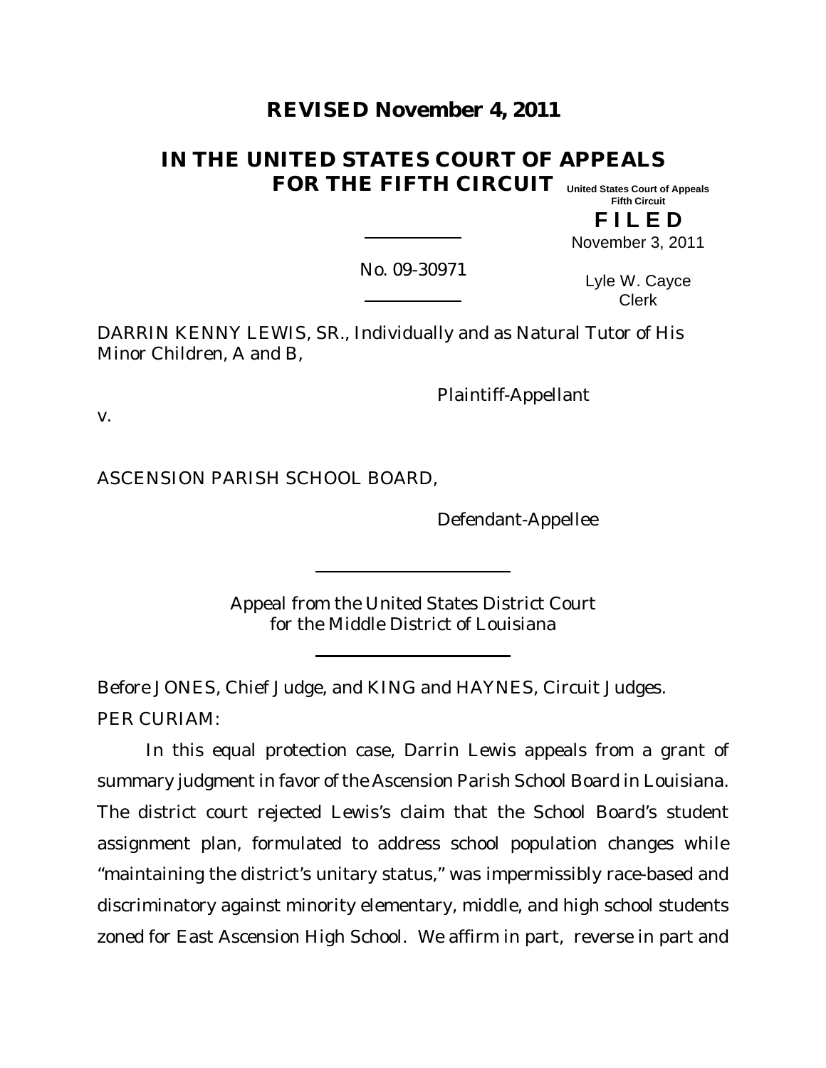**REVISED November 4, 2011**

# IN THE UNITED STATES COURT OF APPEALS FOR THE FIFTH CIRCUIT

United States Court of Appeals
Fifth Circuit

**F I L E D**

November 3, 2011

Lyle W. Cayce
Clerk

No. 09-30971

DARRIN KENNY LEWIS, SR., Individually and as Natural Tutor of His Minor Children, A and B,

Plaintiff-Appellant

v.

ASCENSION PARISH SCHOOL BOARD,

Defendant-Appellee

Appeal from the United States District Court
for the Middle District of Louisiana

Before JONES, Chief Judge, and KING and HAYNES, Circuit Judges.

PER CURIAM:

In this equal protection case, Darrin Lewis appeals from a grant of summary judgment in favor of the Ascension Parish School Board in Louisiana. The district court rejected Lewis's claim that the School Board's student assignment plan, formulated to address school population changes while "maintaining the district's unitary status," was impermissibly race-based and discriminatory against minority elementary, middle, and high school students zoned for East Ascension High School. We affirm in part, reverse in part and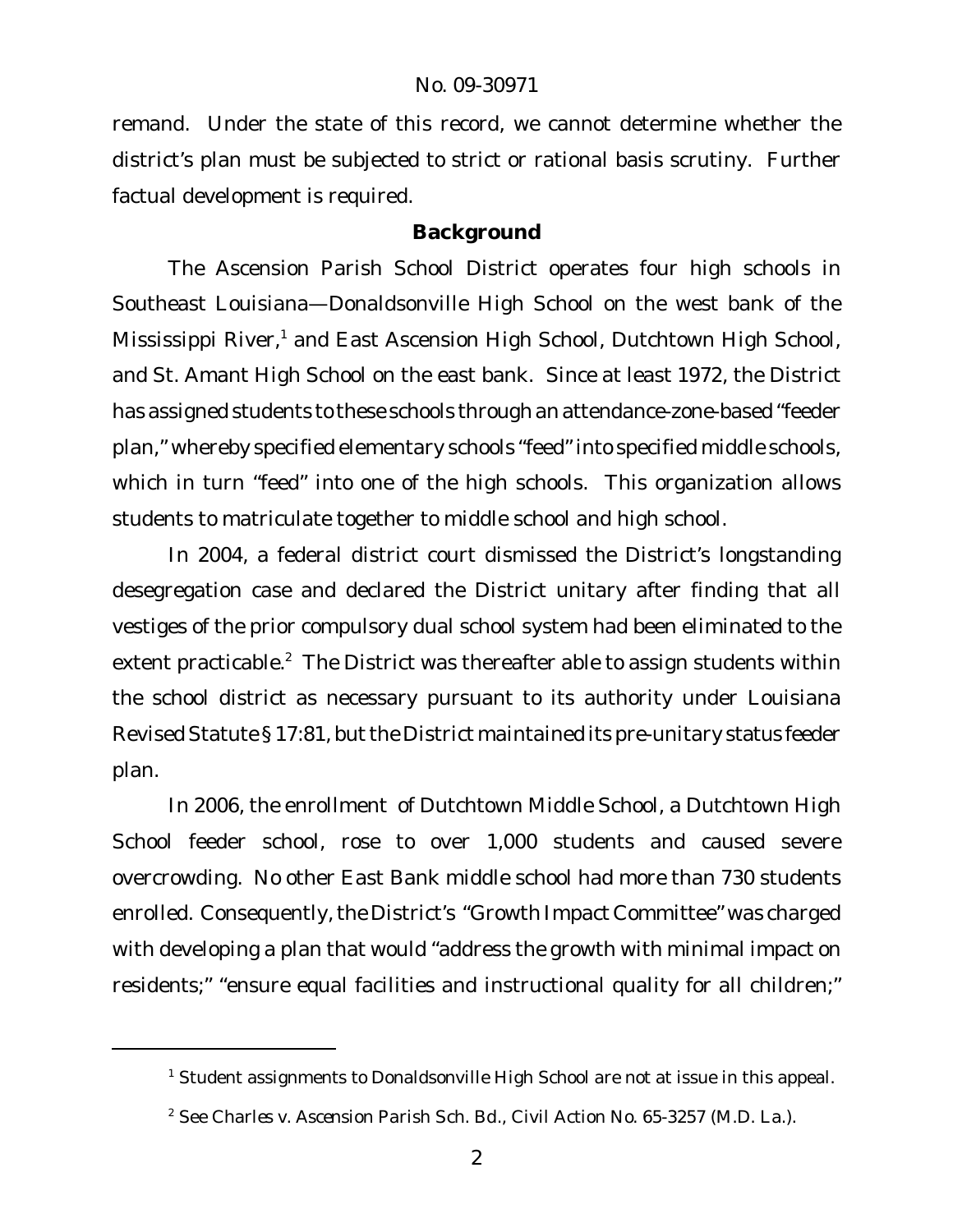remand. Under the state of this record, we cannot determine whether the district's plan must be subjected to strict or rational basis scrutiny. Further factual development is required.

## Background

The Ascension Parish School District operates four high schools in Southeast Louisiana—Donaldsonville High School on the west bank of the Mississippi River,[1] and East Ascension High School, Dutchtown High School, and St. Amant High School on the east bank. Since at least 1972, the District has assigned students to these schools through an attendance-zone-based "feeder plan," whereby specified elementary schools "feed" into specified middle schools, which in turn "feed" into one of the high schools. This organization allows students to matriculate together to middle school and high school.

In 2004, a federal district court dismissed the District's longstanding desegregation case and declared the District unitary after finding that all vestiges of the prior compulsory dual school system had been eliminated to the extent practicable.[2] The District was thereafter able to assign students within the school district as necessary pursuant to its authority under Louisiana Revised Statute § 17:81, but the District maintained its pre-unitary status feeder plan.

In 2006, the enrollment of Dutchtown Middle School, a Dutchtown High School feeder school, rose to over 1,000 students and caused severe overcrowding. No other East Bank middle school had more than 730 students enrolled. Consequently, the District's "Growth Impact Committee" was charged with developing a plan that would "address the growth with minimal impact on residents;" "ensure equal facilities and instructional quality for all children;"

---

[1] Student assignments to Donaldsonville High School are not at issue in this appeal.

[2] *See Charles v. Ascension Parish Sch. Bd.*, Civil Action No. 65-3257 (M.D. La.).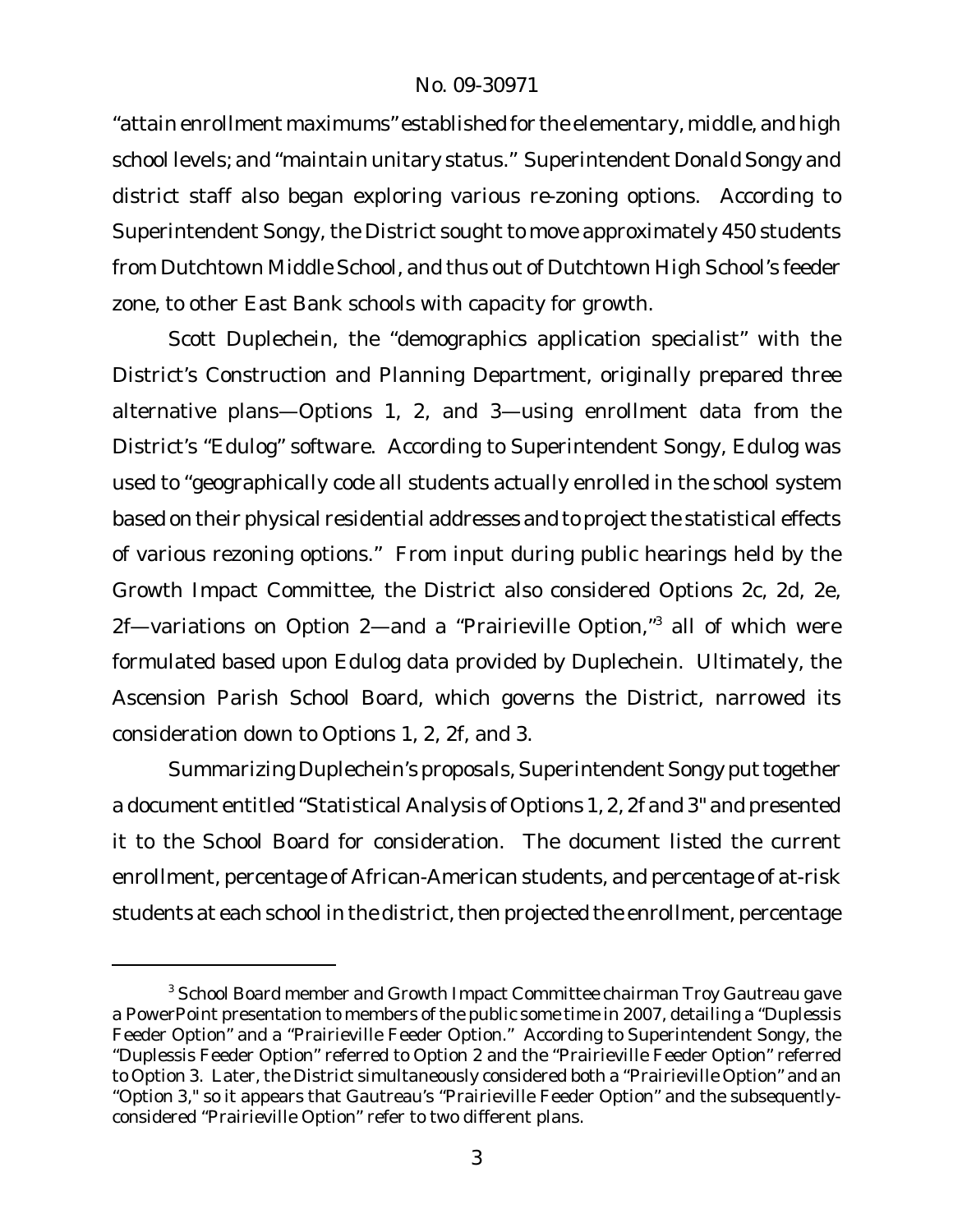"attain enrollment maximums" established for the elementary, middle, and high school levels; and "maintain unitary status." Superintendent Donald Songy and district staff also began exploring various re-zoning options. According to Superintendent Songy, the District sought to move approximately 450 students from Dutchtown Middle School, and thus out of Dutchtown High School's feeder zone, to other East Bank schools with capacity for growth.

Scott Duplechein, the "demographics application specialist" with the District's Construction and Planning Department, originally prepared three alternative plans—Options 1, 2, and 3—using enrollment data from the District's "Edulog" software. According to Superintendent Songy, Edulog was used to "geographically code all students actually enrolled in the school system based on their physical residential addresses and to project the statistical effects of various rezoning options." From input during public hearings held by the Growth Impact Committee, the District also considered Options 2c, 2d, 2e, 2f—variations on Option 2—and a "Prairieville Option,"[3] all of which were formulated based upon Edulog data provided by Duplechein. Ultimately, the Ascension Parish School Board, which governs the District, narrowed its consideration down to Options 1, 2, 2f, and 3.

Summarizing Duplechein's proposals, Superintendent Songy put together a document entitled "Statistical Analysis of Options 1, 2, 2f and 3" and presented it to the School Board for consideration. The document listed the current enrollment, percentage of African-American students, and percentage of at-risk students at each school in the district, then projected the enrollment, percentage

[3] School Board member and Growth Impact Committee chairman Troy Gautreau gave a PowerPoint presentation to members of the public some time in 2007, detailing a "Duplessis Feeder Option" and a "Prairieville Feeder Option." According to Superintendent Songy, the "Duplessis Feeder Option" referred to Option 2 and the "Prairieville Feeder Option" referred to Option 3. Later, the District simultaneously considered both a "Prairieville Option" and an "Option 3," so it appears that Gautreau's "Prairieville Feeder Option" and the subsequently-considered "Prairieville Option" refer to two different plans.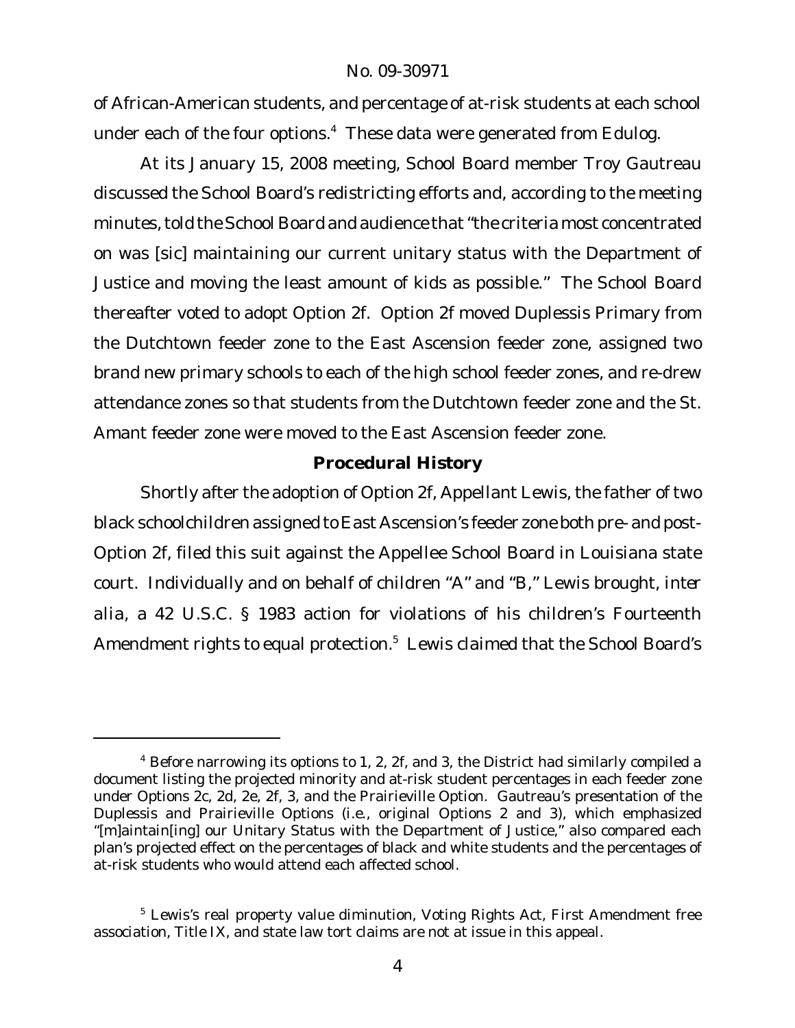of African-American students, and percentage of at-risk students at each school under each of the four options.[4] These data were generated from Edulog.

At its January 15, 2008 meeting, School Board member Troy Gautreau discussed the School Board's redistricting efforts and, according to the meeting minutes, told the School Board and audience that "the criteria most concentrated on was [sic] maintaining our current unitary status with the Department of Justice and moving the least amount of kids as possible." The School Board thereafter voted to adopt Option 2f. Option 2f moved Duplessis Primary from the Dutchtown feeder zone to the East Ascension feeder zone, assigned two brand new primary schools to each of the high school feeder zones, and re-drew attendance zones so that students from the Dutchtown feeder zone and the St. Amant feeder zone were moved to the East Ascension feeder zone.

### Procedural History

Shortly after the adoption of Option 2f, Appellant Lewis, the father of two black schoolchildren assigned to East Ascension's feeder zone both pre- and post-Option 2f, filed this suit against the Appellee School Board in Louisiana state court. Individually and on behalf of children "A" and "B," Lewis brought, *inter alia*, a 42 U.S.C. § 1983 action for violations of his children's Fourteenth Amendment rights to equal protection.[5] Lewis claimed that the School Board's

---

[4] Before narrowing its options to 1, 2, 2f, and 3, the District had similarly compiled a document listing the projected minority and at-risk student percentages in each feeder zone under Options 2c, 2d, 2e, 2f, 3, and the Prairieville Option. Gautreau's presentation of the Duplessis and Prairieville Options (*i.e.*, original Options 2 and 3), which emphasized "[m]aintain[ing] our Unitary Status with the Department of Justice," also compared each plan's projected effect on the percentages of black and white students and the percentages of at-risk students who would attend each affected school.

[5] Lewis's real property value diminution, Voting Rights Act, First Amendment free association, Title IX, and state law tort claims are not at issue in this appeal.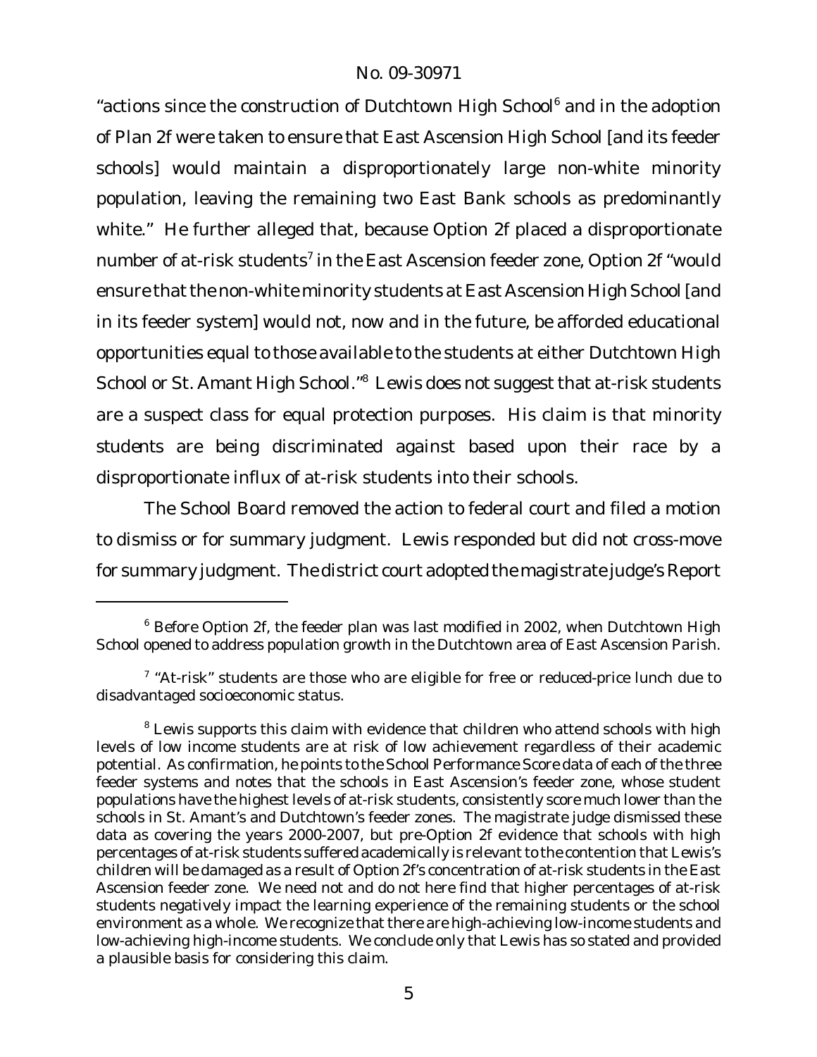"actions since the construction of Dutchtown High School[6] and in the adoption of Plan 2f were taken to ensure that East Ascension High School [and its feeder schools] would maintain a disproportionately large non-white minority population, leaving the remaining two East Bank schools as predominantly white." He further alleged that, because Option 2f placed a disproportionate number of at-risk students[7] in the East Ascension feeder zone, Option 2f "would ensure that the non-white minority students at East Ascension High School [and in its feeder system] would not, now and in the future, be afforded educational opportunities equal to those available to the students at either Dutchtown High School or St. Amant High School."[8] Lewis does not suggest that at-risk students are a suspect class for equal protection purposes. His claim is that minority students are being discriminated against based upon their race by a disproportionate influx of at-risk students into their schools.

The School Board removed the action to federal court and filed a motion to dismiss or for summary judgment. Lewis responded but did not cross-move for summary judgment. The district court adopted the magistrate judge's Report

---

[6] Before Option 2f, the feeder plan was last modified in 2002, when Dutchtown High School opened to address population growth in the Dutchtown area of East Ascension Parish.

[7] "At-risk" students are those who are eligible for free or reduced-price lunch due to disadvantaged socioeconomic status.

[8] Lewis supports this claim with evidence that children who attend schools with high levels of low income students are at risk of low achievement regardless of their academic potential. As confirmation, he points to the School Performance Score data of each of the three feeder systems and notes that the schools in East Ascension's feeder zone, whose student populations have the highest levels of at-risk students, consistently score much lower than the schools in St. Amant's and Dutchtown's feeder zones. The magistrate judge dismissed these data as covering the years 2000-2007, but pre-Option 2f evidence that schools with high percentages of at-risk students suffered academically is relevant to the contention that Lewis's children will be damaged as a result of Option 2f's concentration of at-risk students in the East Ascension feeder zone. We need not and do not here find that higher percentages of at-risk students negatively impact the learning experience of the remaining students or the school environment as a whole. We recognize that there are high-achieving low-income students and low-achieving high-income students. We conclude only that Lewis has so stated and provided a plausible basis for considering this claim.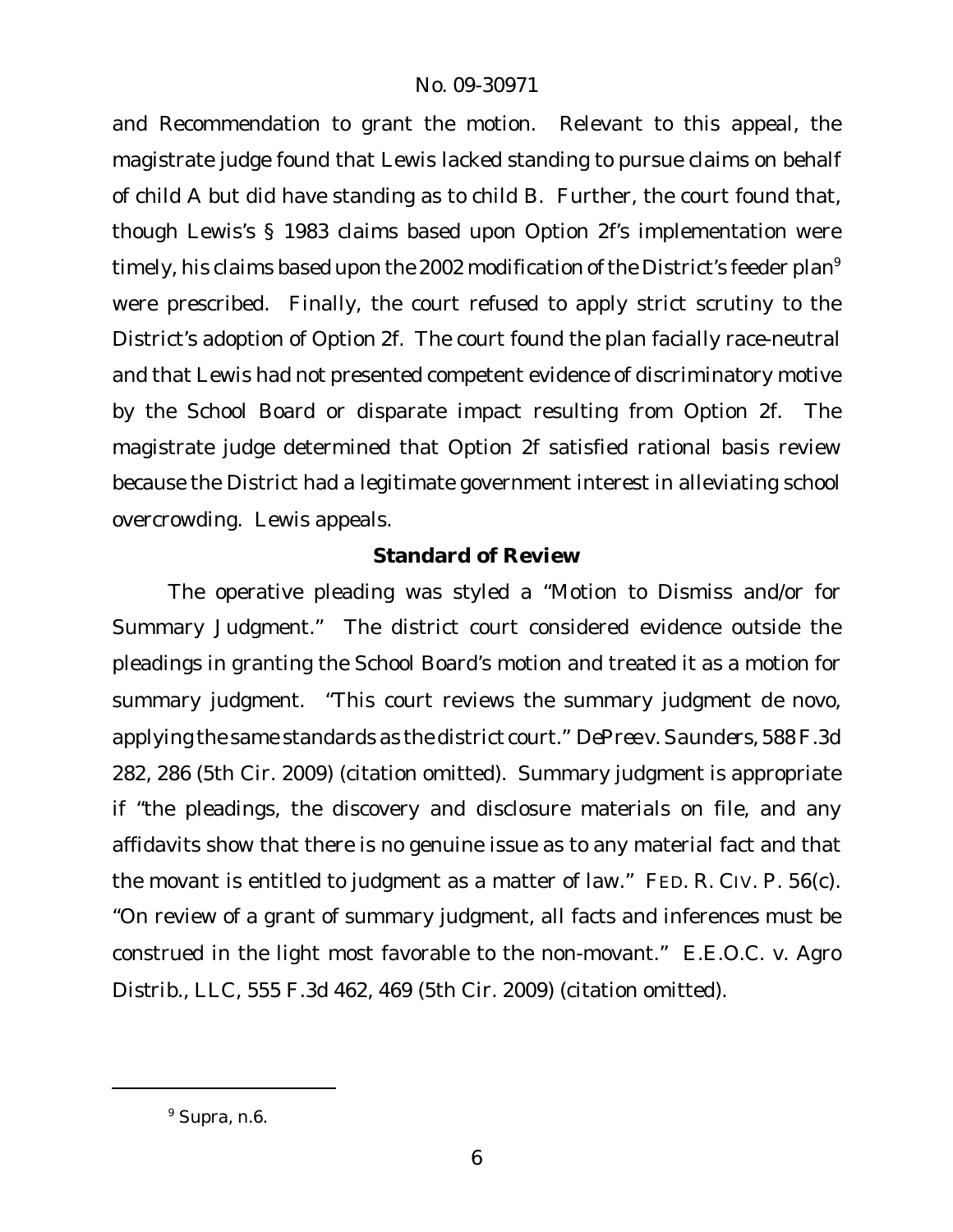and Recommendation to grant the motion. Relevant to this appeal, the magistrate judge found that Lewis lacked standing to pursue claims on behalf of child A but did have standing as to child B. Further, the court found that, though Lewis's § 1983 claims based upon Option 2f's implementation were timely, his claims based upon the 2002 modification of the District's feeder plan[9] were prescribed. Finally, the court refused to apply strict scrutiny to the District's adoption of Option 2f. The court found the plan facially race-neutral and that Lewis had not presented competent evidence of discriminatory motive by the School Board or disparate impact resulting from Option 2f. The magistrate judge determined that Option 2f satisfied rational basis review because the District had a legitimate government interest in alleviating school overcrowding. Lewis appeals.

## Standard of Review

The operative pleading was styled a "Motion to Dismiss and/or for Summary Judgment." The district court considered evidence outside the pleadings in granting the School Board's motion and treated it as a motion for summary judgment. "This court reviews the summary judgment de novo, applying the same standards as the district court." *DePree v. Saunders*, 588 F.3d 282, 286 (5th Cir. 2009) (citation omitted). Summary judgment is appropriate if "the pleadings, the discovery and disclosure materials on file, and any affidavits show that there is no genuine issue as to any material fact and that the movant is entitled to judgment as a matter of law." FED. R. CIV. P. 56(c). "On review of a grant of summary judgment, all facts and inferences must be construed in the light most favorable to the non-movant." *E.E.O.C. v. Agro Distrib., LLC*, 555 F.3d 462, 469 (5th Cir. 2009) (citation omitted).

---

[9] *Supra*, n.6.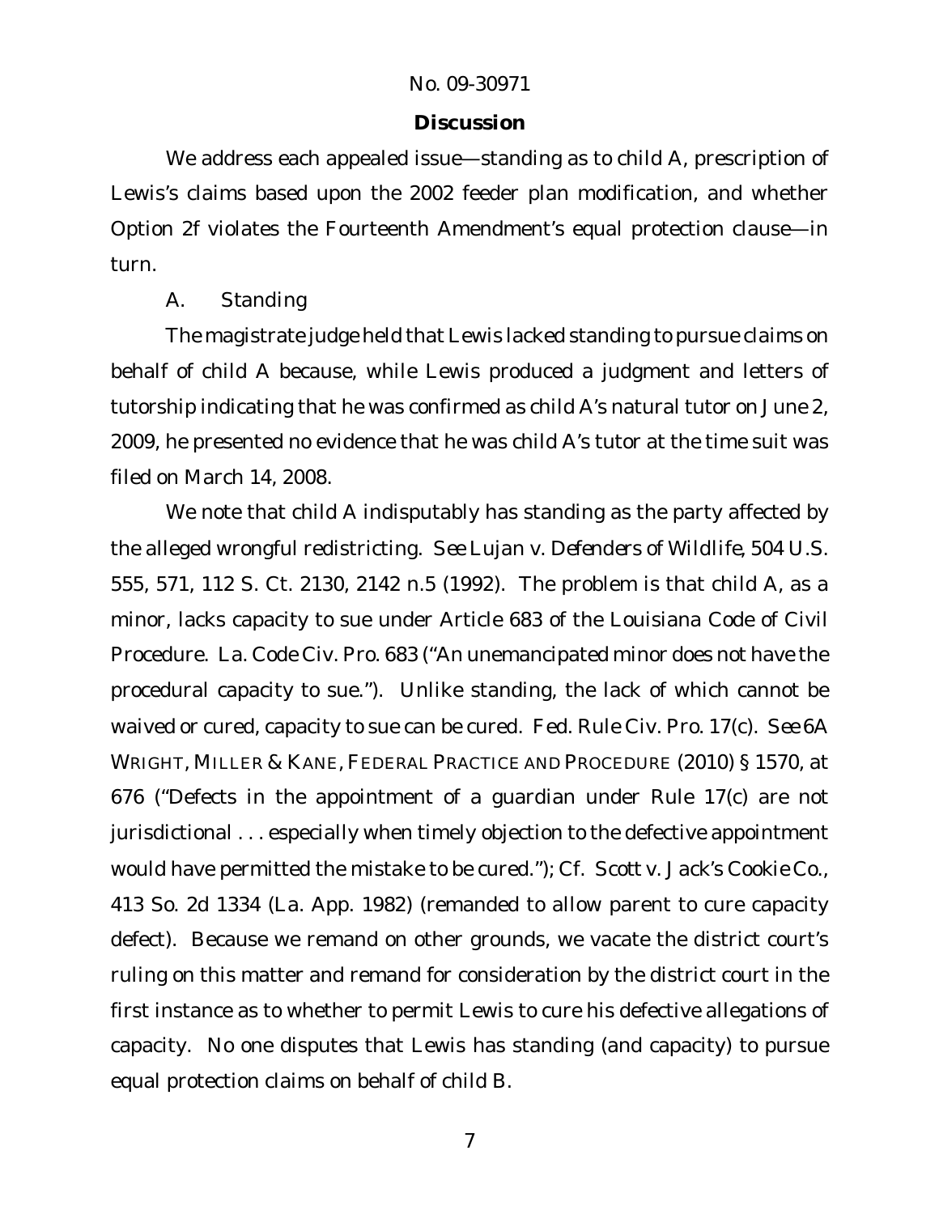## Discussion

We address each appealed issue—standing as to child A, prescription of Lewis's claims based upon the 2002 feeder plan modification, and whether Option 2f violates the Fourteenth Amendment's equal protection clause—in turn.

### A. Standing

The magistrate judge held that Lewis lacked standing to pursue claims on behalf of child A because, while Lewis produced a judgment and letters of tutorship indicating that he was confirmed as child A's natural tutor on June 2, 2009, he presented no evidence that he was child A's tutor at the time suit was filed on March 14, 2008.

We note that child A indisputably has standing as the party affected by the alleged wrongful redistricting. *See Lujan v. Defenders of Wildlife*, 504 U.S. 555, 571, 112 S. Ct. 2130, 2142 n.5 (1992). The problem is that child A, as a minor, lacks capacity to sue under Article 683 of the Louisiana Code of Civil Procedure. La. Code Civ. Pro. 683 ("An unemancipated minor does not have the procedural capacity to sue."). Unlike standing, the lack of which cannot be waived or cured, capacity to sue can be cured. Fed. Rule Civ. Pro. 17(c). *See* 6A WRIGHT, MILLER & KANE, FEDERAL PRACTICE AND PROCEDURE (2010) § 1570, at 676 ("Defects in the appointment of a guardian under Rule 17(c) are not jurisdictional . . . especially when timely objection to the defective appointment would have permitted the mistake to be cured."); Cf. *Scott v. Jack's Cookie Co.*, 413 So. 2d 1334 (La. App. 1982) (remanded to allow parent to cure capacity defect). Because we remand on other grounds, we vacate the district court's ruling on this matter and remand for consideration by the district court in the first instance as to whether to permit Lewis to cure his defective allegations of capacity. No one disputes that Lewis has standing (and capacity) to pursue equal protection claims on behalf of child B.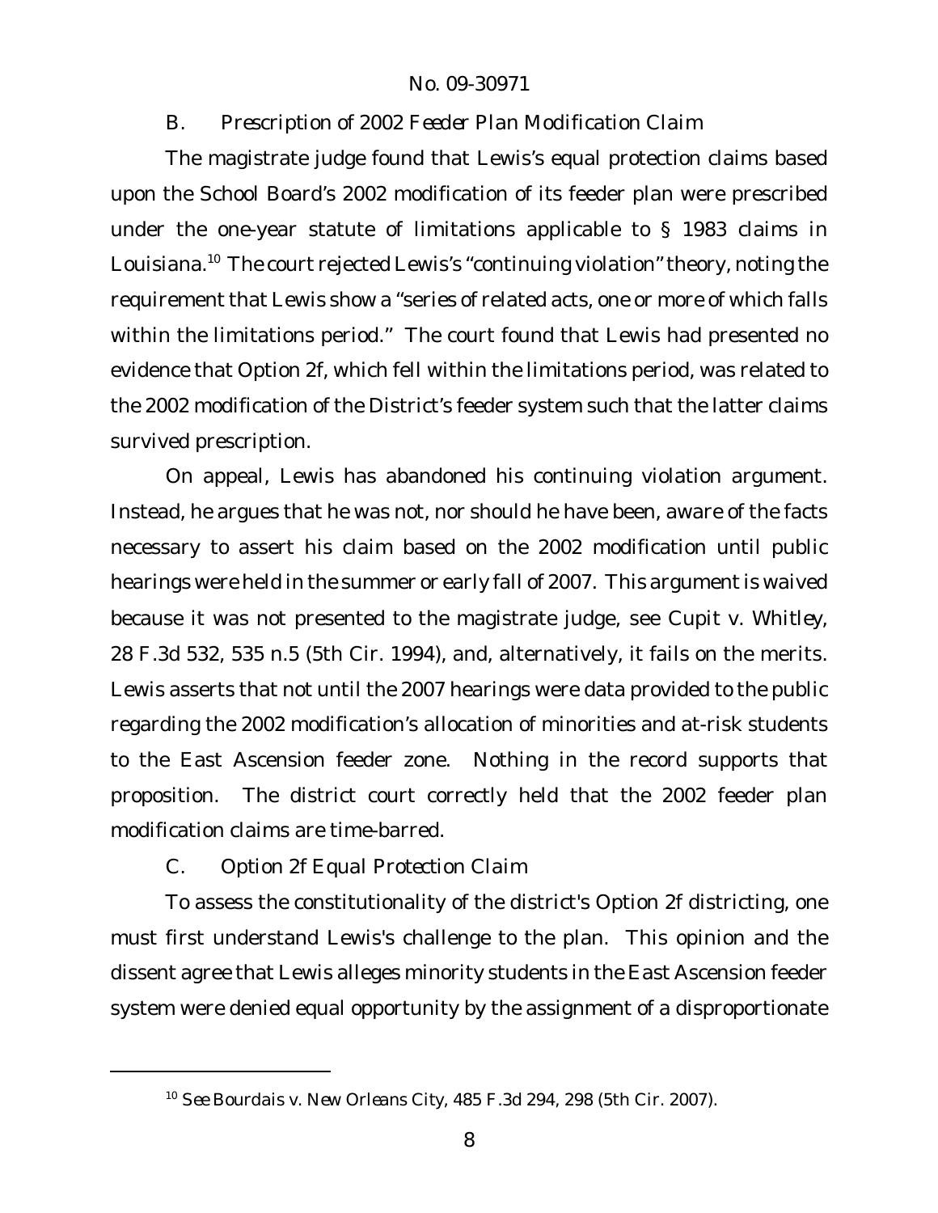### B. *Prescription of 2002 Feeder Plan Modification Claim*

The magistrate judge found that Lewis's equal protection claims based upon the School Board's 2002 modification of its feeder plan were prescribed under the one-year statute of limitations applicable to § 1983 claims in Louisiana.[10] The court rejected Lewis's "continuing violation" theory, noting the requirement that Lewis show a "series of related acts, one or more of which falls within the limitations period." The court found that Lewis had presented no evidence that Option 2f, which fell within the limitations period, was related to the 2002 modification of the District's feeder system such that the latter claims survived prescription.

On appeal, Lewis has abandoned his continuing violation argument. Instead, he argues that he was not, nor should he have been, aware of the facts necessary to assert his claim based on the 2002 modification until public hearings were held in the summer or early fall of 2007. This argument is waived because it was not presented to the magistrate judge, see *Cupit v. Whitley*, 28 F.3d 532, 535 n.5 (5th Cir. 1994), and, alternatively, it fails on the merits. Lewis asserts that not until the 2007 hearings were data provided to the public regarding the 2002 modification's allocation of minorities and at-risk students to the East Ascension feeder zone. Nothing in the record supports that proposition. The district court correctly held that the 2002 feeder plan modification claims are time-barred.

### C. *Option 2f Equal Protection Claim*

To assess the constitutionality of the district's Option 2f districting, one must first understand Lewis's challenge to the plan. This opinion and the dissent agree that Lewis alleges minority students in the East Ascension feeder system were denied equal opportunity by the assignment of a disproportionate

[10] *See Bourdais v. New Orleans City*, 485 F.3d 294, 298 (5th Cir. 2007).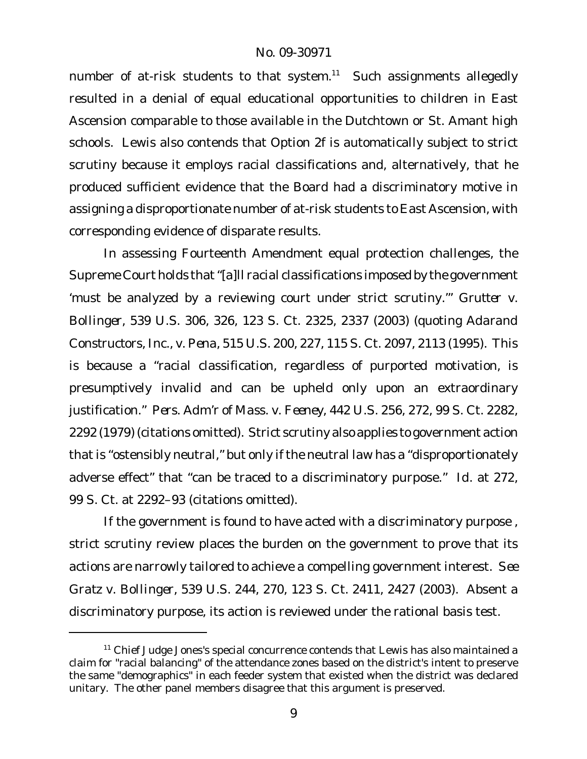number of at-risk students to that system.[11] Such assignments allegedly resulted in a denial of equal educational opportunities to children in East Ascension comparable to those available in the Dutchtown or St. Amant high schools. Lewis also contends that Option 2f is automatically subject to strict scrutiny because it employs racial classifications and, alternatively, that he produced sufficient evidence that the Board had a discriminatory motive in assigning a disproportionate number of at-risk students to East Ascension, with corresponding evidence of disparate results.

In assessing Fourteenth Amendment equal protection challenges, the Supreme Court holds that "[a]ll racial classifications imposed by the government 'must be analyzed by a reviewing court under strict scrutiny.'" *Grutter v. Bollinger*, 539 U.S. 306, 326, 123 S. Ct. 2325, 2337 (2003) (quoting *Adarand Constructors, Inc., v. Pena*, 515 U.S. 200, 227, 115 S. Ct. 2097, 2113 (1995). This is because a "racial classification, regardless of purported motivation, is presumptively invalid and can be upheld only upon an extraordinary justification." *Pers. Adm'r of Mass. v. Feeney*, 442 U.S. 256, 272, 99 S. Ct. 2282, 2292 (1979) (citations omitted). Strict scrutiny also applies to government action that is "ostensibly neutral," but only if the neutral law has a "disproportionately adverse effect" that "can be traced to a discriminatory purpose." *Id.* at 272, 99 S. Ct. at 2292–93 (citations omitted).

If the government is found to have acted with a discriminatory purpose , strict scrutiny review places the burden on the government to prove that its actions are narrowly tailored to achieve a compelling government interest. *See Gratz v. Bollinger*, 539 U.S. 244, 270, 123 S. Ct. 2411, 2427 (2003). Absent a discriminatory purpose, its action is reviewed under the rational basis test.

---

[11] Chief Judge Jones's special concurrence contends that Lewis has also maintained a claim for "racial balancing" of the attendance zones based on the district's intent to preserve the same "demographics" in each feeder system that existed when the district was declared unitary. The other panel members disagree that this argument is preserved.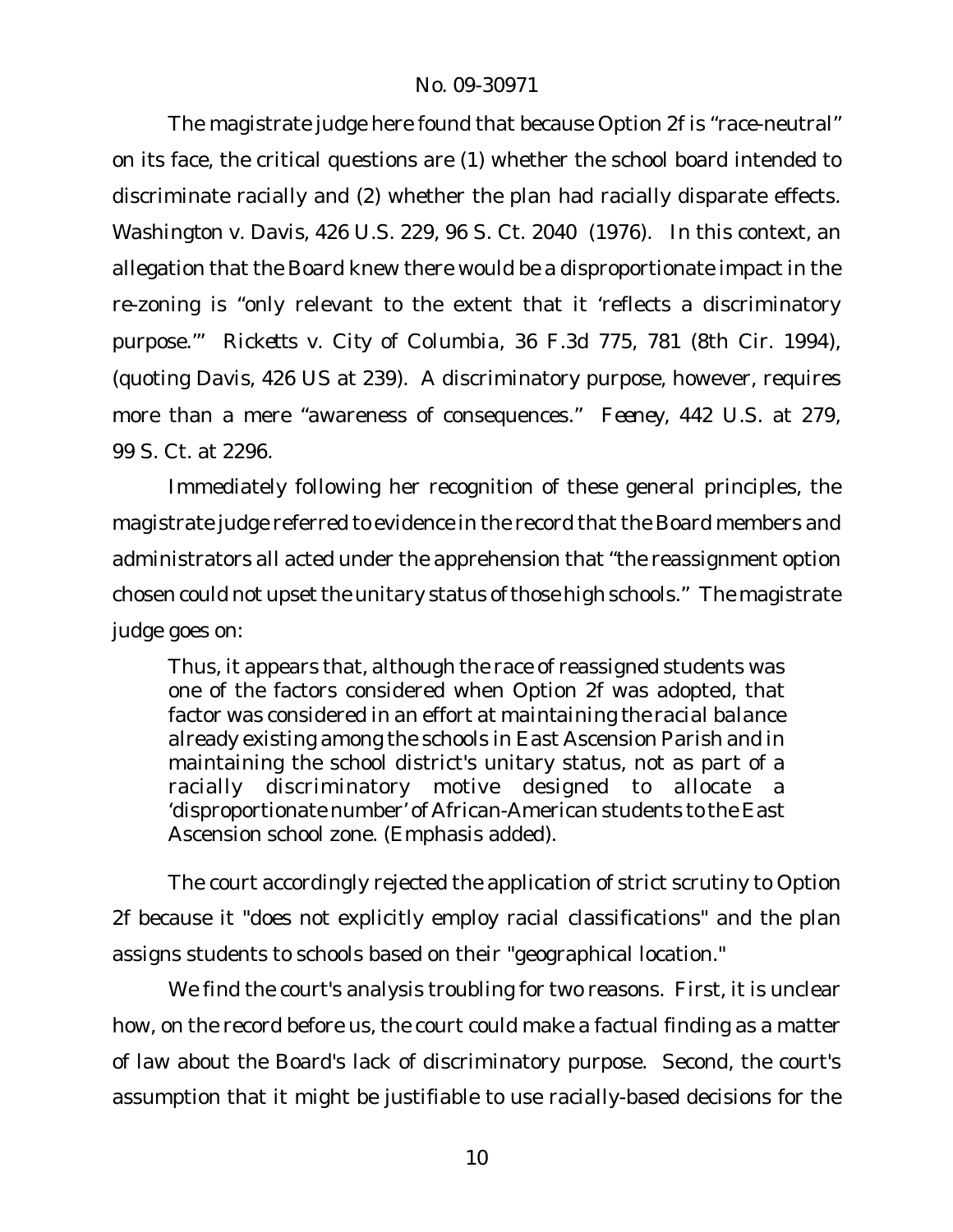The magistrate judge here found that because Option 2f is "race-neutral" on its face, the critical questions are (1) whether the school board intended to discriminate racially and (2) whether the plan had racially disparate effects. *Washington v. Davis*, 426 U.S. 229, 96 S. Ct. 2040 (1976). In this context, an allegation that the Board knew there would be a disproportionate impact in the re-zoning is "only relevant to the extent that it 'reflects a discriminatory purpose.'" *Ricketts v. City of Columbia*, 36 F.3d 775, 781 (8th Cir. 1994), (quoting *Davis*, 426 US at 239). A discriminatory purpose, however, requires more than a mere "awareness of consequences." *Feeney*, 442 U.S. at 279, 99 S. Ct. at 2296.

Immediately following her recognition of these general principles, the magistrate judge referred to evidence in the record that the Board members and administrators all acted under the apprehension that "the reassignment option chosen could not upset the unitary status of those high schools." The magistrate judge goes on:

> Thus, it appears that, although the race of reassigned students was one of the factors considered when Option 2f was adopted, that factor was considered *in an effort at maintaining the racial balance* already existing among the schools in East Ascension Parish and in maintaining the school district's unitary status, not as part of a racially discriminatory motive designed to allocate a 'disproportionate number' of African-American students to the East Ascension school zone. (Emphasis added).

The court accordingly rejected the application of strict scrutiny to Option 2f because it "does not explicitly employ racial classifications" and the plan assigns students to schools based on their "geographical location."

We find the court's analysis troubling for two reasons. First, it is unclear how, on the record before us, the court could make a factual finding as a matter of law about the Board's lack of discriminatory purpose. Second, the court's assumption that it might be justifiable to use racially-based decisions for the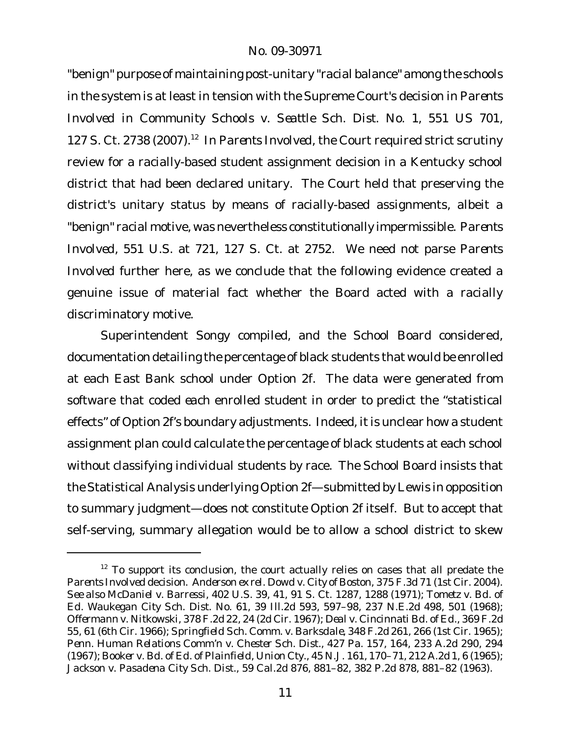"benign" purpose of maintaining post-unitary "racial balance" among the schools in the system is at least in tension with the Supreme Court's decision in *Parents Involved in Community Schools v. Seattle Sch. Dist. No. 1*, 551 US 701, 127 S. Ct. 2738 (2007).[12] In *Parents Involved*, the Court required strict scrutiny review for a racially-based student assignment decision in a Kentucky school district that had been declared unitary. The Court held that preserving the district's unitary status by means of racially-based assignments, albeit a "benign" racial motive, was nevertheless constitutionally impermissible. *Parents Involved*, 551 U.S. at 721, 127 S. Ct. at 2752. We need not parse *Parents Involved* further here, as we conclude that the following evidence created a genuine issue of material fact whether the Board acted with a racially discriminatory motive.

Superintendent Songy compiled, and the School Board considered, documentation detailing the percentage of black students that would be enrolled at each East Bank school under Option 2f. The data were generated from software that coded each enrolled student in order to predict the "statistical effects" of Option 2f's boundary adjustments. Indeed, it is unclear how a student assignment plan could calculate the percentage of black students at each school without classifying individual students by race. The School Board insists that the Statistical Analysis underlying Option 2f—submitted by Lewis in opposition to summary judgment—does not constitute Option 2f itself. But to accept that self-serving, summary allegation would be to allow a school district to skew

---

[12] To support its conclusion, the court actually relies on cases that all predate the *Parents Involved* decision. *Anderson ex rel. Dowd v. City of Boston*, 375 F.3d 71 (1st Cir. 2004). *See also McDaniel v. Barressi*, 402 U.S. 39, 41, 91 S. Ct. 1287, 1288 (1971); *Tometz v. Bd. of Ed. Waukegan City Sch. Dist. No. 61*, 39 Ill.2d 593, 597–98, 237 N.E.2d 498, 501 (1968); *Offermann v. Nitkowski*, 378 F.2d 22, 24 (2d Cir. 1967); *Deal v. Cincinnati Bd. of Ed.*, 369 F.2d 55, 61 (6th Cir. 1966); *Springfield Sch. Comm. v. Barksdale*, 348 F.2d 261, 266 (1st Cir. 1965); *Penn. Human Relations Comm'n v. Chester Sch. Dist.*, 427 Pa. 157, 164, 233 A.2d 290, 294 (1967); *Booker v. Bd. of Ed. of Plainfield, Union Cty.*, 45 N.J. 161, 170–71, 212 A.2d 1, 6 (1965); *Jackson v. Pasadena City Sch. Dist.*, 59 Cal.2d 876, 881–82, 382 P.2d 878, 881–82 (1963).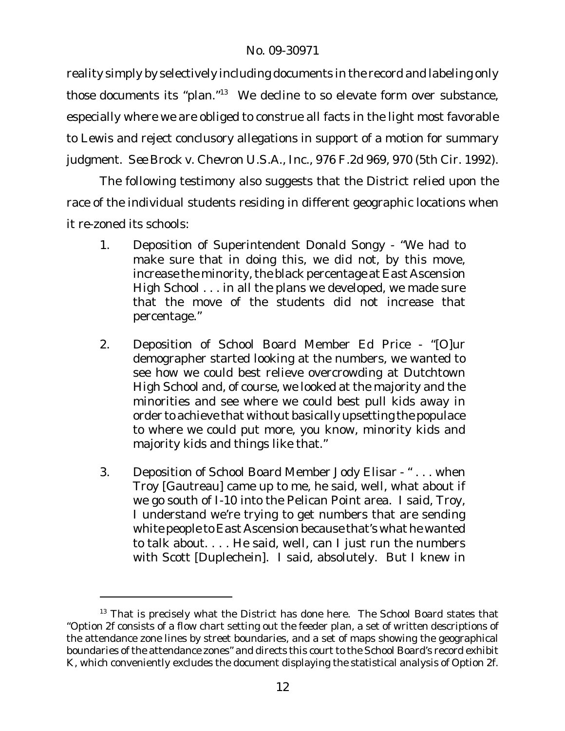reality simply by selectively including documents in the record and labeling only those documents its "plan."[13] We decline to so elevate form over substance, especially where we are obliged to construe all facts in the light most favorable to Lewis and reject conclusory allegations in support of a motion for summary judgment. *See* *Brock v. Chevron U.S.A., Inc.*, 976 F.2d 969, 970 (5th Cir. 1992).

The following testimony also suggests that the District relied upon the race of the individual students residing in different geographic locations when it re-zoned its schools:

1. Deposition of Superintendent Donald Songy - "We had to make sure that in doing this, we did not, by this move, increase the minority, the black percentage at East Ascension High School . . . in all the plans we developed, we made sure that the move of the students did not increase that percentage."

2. Deposition of School Board Member Ed Price - "[O]ur demographer started looking at the numbers, we wanted to see how we could best relieve overcrowding at Dutchtown High School and, of course, we looked at the majority and the minorities and see where we could best pull kids away in order to achieve that without basically upsetting the populace to where we could put more, you know, minority kids and majority kids and things like that."

3. Deposition of School Board Member Jody Elisar - " . . . when Troy [Gautreau] came up to me, he said, well, what about if we go south of I-10 into the Pelican Point area. I said, Troy, I understand we're trying to get numbers that are sending white people to East Ascension because that's what he wanted to talk about. . . . He said, well, can I just run the numbers with Scott [Duplechein]. I said, absolutely. But I knew in

---

[13] That is precisely what the District has done here. The School Board states that "Option 2f consists of a flow chart setting out the feeder plan, a set of written descriptions of the attendance zone lines by street boundaries, and a set of maps showing the geographical boundaries of the attendance zones" and directs this court to the School Board's record exhibit K, which conveniently excludes the document displaying the statistical analysis of Option 2f.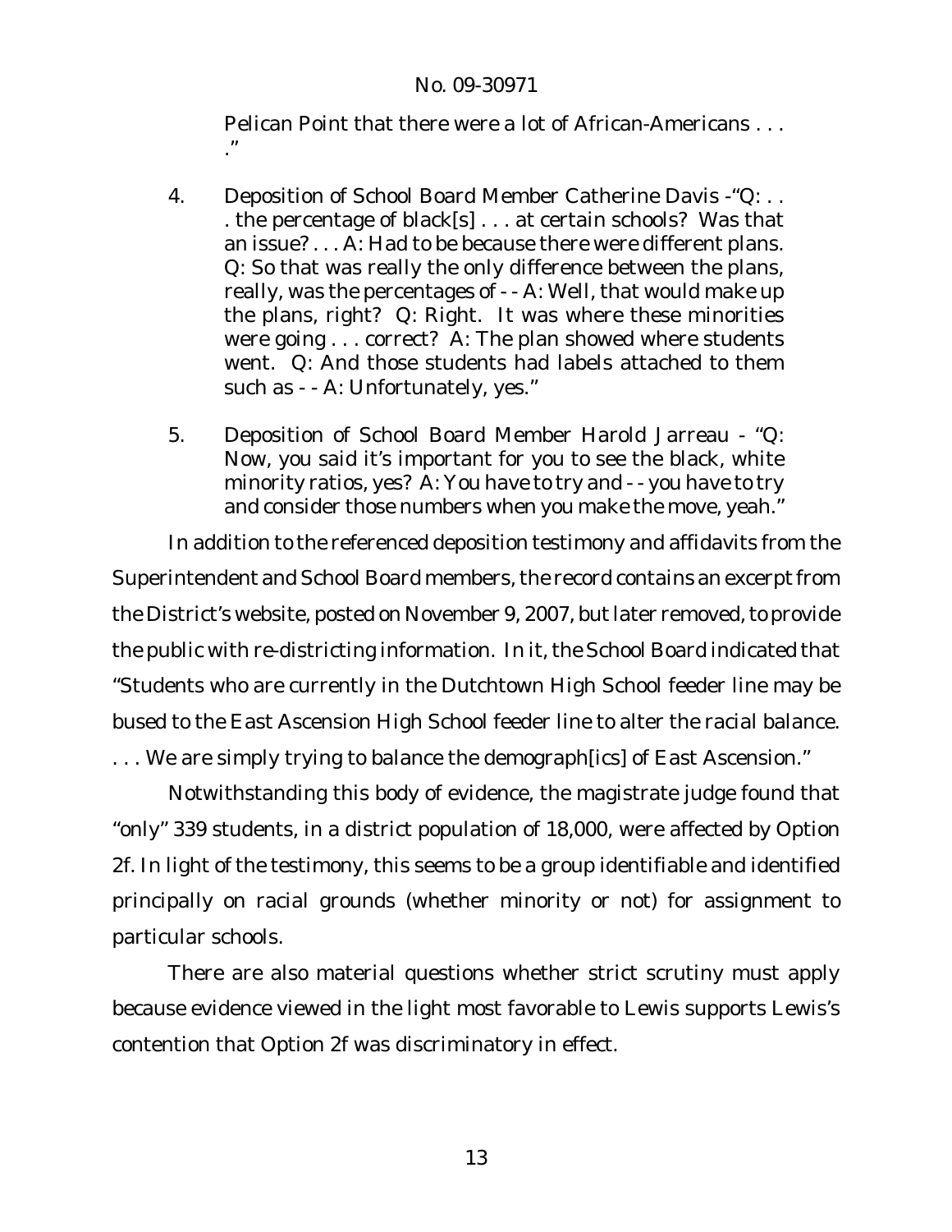Pelican Point that there were a lot of African-Americans . . . ."

4. Deposition of School Board Member Catherine Davis -"Q: . . . the percentage of black[s] . . . at certain schools? Was that an issue? . . . A: Had to be because there were different plans. Q: So that was really the only difference between the plans, really, was the percentages of - - A: Well, that would make up the plans, right? Q: Right. It was where these minorities were going . . . correct? A: The plan showed where students went. Q: And those students had labels attached to them such as - - A: Unfortunately, yes."

5. Deposition of School Board Member Harold Jarreau - "Q: Now, you said it's important for you to see the black, white minority ratios, yes? A: You have to try and - - you have to try and consider those numbers when you make the move, yeah."

In addition to the referenced deposition testimony and affidavits from the Superintendent and School Board members, the record contains an excerpt from the District's website, posted on November 9, 2007, but later removed, to provide the public with re-districting information. In it, the School Board indicated that "Students who are currently in the Dutchtown High School feeder line may be bused to the East Ascension High School feeder line to alter the racial balance. . . . We are simply trying to balance the demograph[ics] of East Ascension."

Notwithstanding this body of evidence, the magistrate judge found that "only" 339 students, in a district population of 18,000, were affected by Option 2f. In light of the testimony, this seems to be a group identifiable and identified principally on racial grounds (whether minority or not) for assignment to particular schools.

There are also material questions whether strict scrutiny must apply because evidence viewed in the light most favorable to Lewis supports Lewis's contention that Option 2f was discriminatory in effect.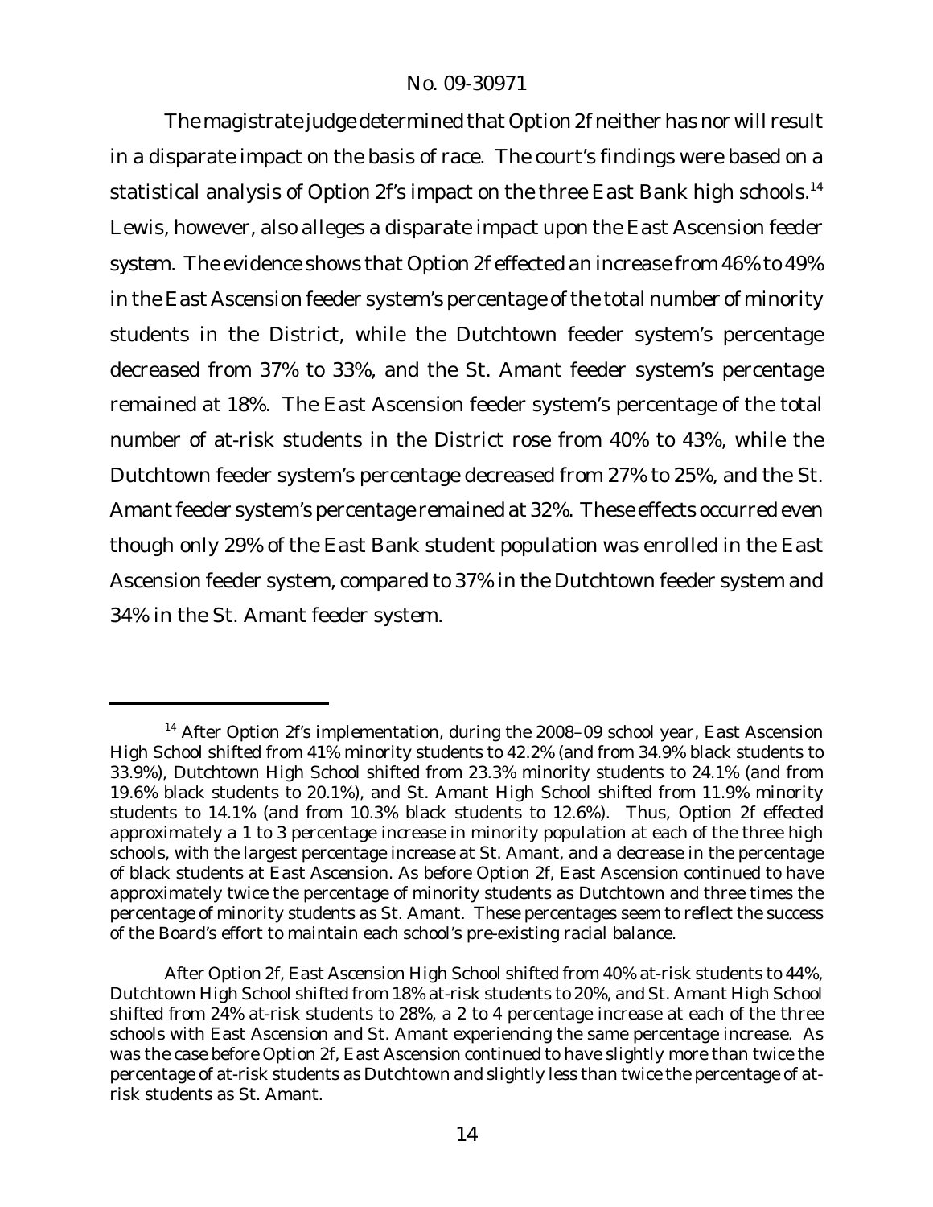The magistrate judge determined that Option 2f neither has nor will result in a disparate impact on the basis of race. The court's findings were based on a statistical analysis of Option 2f's impact on the three East Bank high schools.[14] Lewis, however, also alleges a disparate impact upon the East Ascension *feeder system*. The evidence shows that Option 2f effected an increase from 46% to 49% in the East Ascension feeder system's percentage of the total number of minority students in the District, while the Dutchtown feeder system's percentage decreased from 37% to 33%, and the St. Amant feeder system's percentage remained at 18%. The East Ascension feeder system's percentage of the total number of at-risk students in the District rose from 40% to 43%, while the Dutchtown feeder system's percentage decreased from 27% to 25%, and the St. Amant feeder system's percentage remained at 32%. These effects occurred even though only 29% of the East Bank student population was enrolled in the East Ascension feeder system, compared to 37% in the Dutchtown feeder system and 34% in the St. Amant feeder system.

---

[14] After Option 2f's implementation, during the 2008–09 school year, East Ascension High School shifted from 41% minority students to 42.2% (and from 34.9% black students to 33.9%), Dutchtown High School shifted from 23.3% minority students to 24.1% (and from 19.6% black students to 20.1%), and St. Amant High School shifted from 11.9% minority students to 14.1% (and from 10.3% black students to 12.6%). Thus, Option 2f effected approximately a 1 to 3 percentage increase in minority population at each of the three high schools, with the largest percentage increase at St. Amant, and a decrease in the percentage of black students at East Ascension. As before Option 2f, East Ascension continued to have approximately twice the percentage of minority students as Dutchtown and three times the percentage of minority students as St. Amant. These percentages seem to reflect the success of the Board's effort to maintain each school's pre-existing racial balance.

After Option 2f, East Ascension High School shifted from 40% at-risk students to 44%, Dutchtown High School shifted from 18% at-risk students to 20%, and St. Amant High School shifted from 24% at-risk students to 28%, a 2 to 4 percentage increase at each of the three schools with East Ascension and St. Amant experiencing the same percentage increase. As was the case before Option 2f, East Ascension continued to have slightly more than twice the percentage of at-risk students as Dutchtown and slightly less than twice the percentage of at-risk students as St. Amant.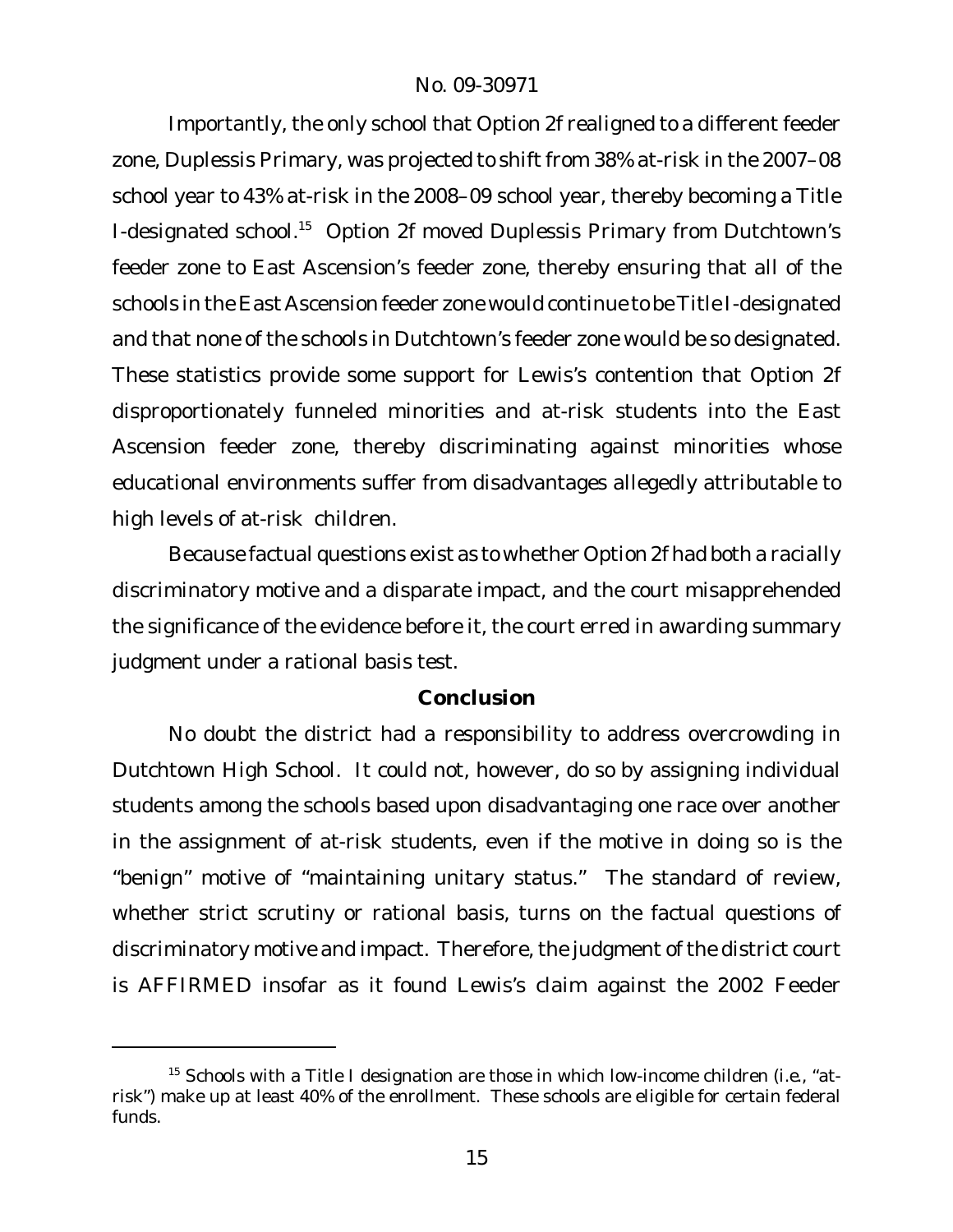Importantly, the only school that Option 2f realigned to a different feeder zone, Duplessis Primary, was projected to shift from 38% at-risk in the 2007–08 school year to 43% at-risk in the 2008–09 school year, thereby becoming a Title I-designated school.[15] Option 2f moved Duplessis Primary from Dutchtown's feeder zone to East Ascension's feeder zone, thereby ensuring that all of the schools in the East Ascension feeder zone would continue to be Title I-designated and that none of the schools in Dutchtown's feeder zone would be so designated. These statistics provide some support for Lewis's contention that Option 2f disproportionately funneled minorities and at-risk students into the East Ascension feeder zone, thereby discriminating against minorities whose educational environments suffer from disadvantages allegedly attributable to high levels of at-risk children.

Because factual questions exist as to whether Option 2f had both a racially discriminatory motive and a disparate impact, and the court misapprehended the significance of the evidence before it, the court erred in awarding summary judgment under a rational basis test.

## Conclusion

No doubt the district had a responsibility to address overcrowding in Dutchtown High School. It could not, however, do so by assigning individual students among the schools based upon disadvantaging one race over another in the assignment of at-risk students, even if the motive in doing so is the "benign" motive of "maintaining unitary status." The standard of review, whether strict scrutiny or rational basis, turns on the factual questions of discriminatory motive and impact. Therefore, the judgment of the district court is AFFIRMED insofar as it found Lewis's claim against the 2002 Feeder

---

[15] Schools with a Title I designation are those in which low-income children (i.e., "at-risk") make up at least 40% of the enrollment. These schools are eligible for certain federal funds.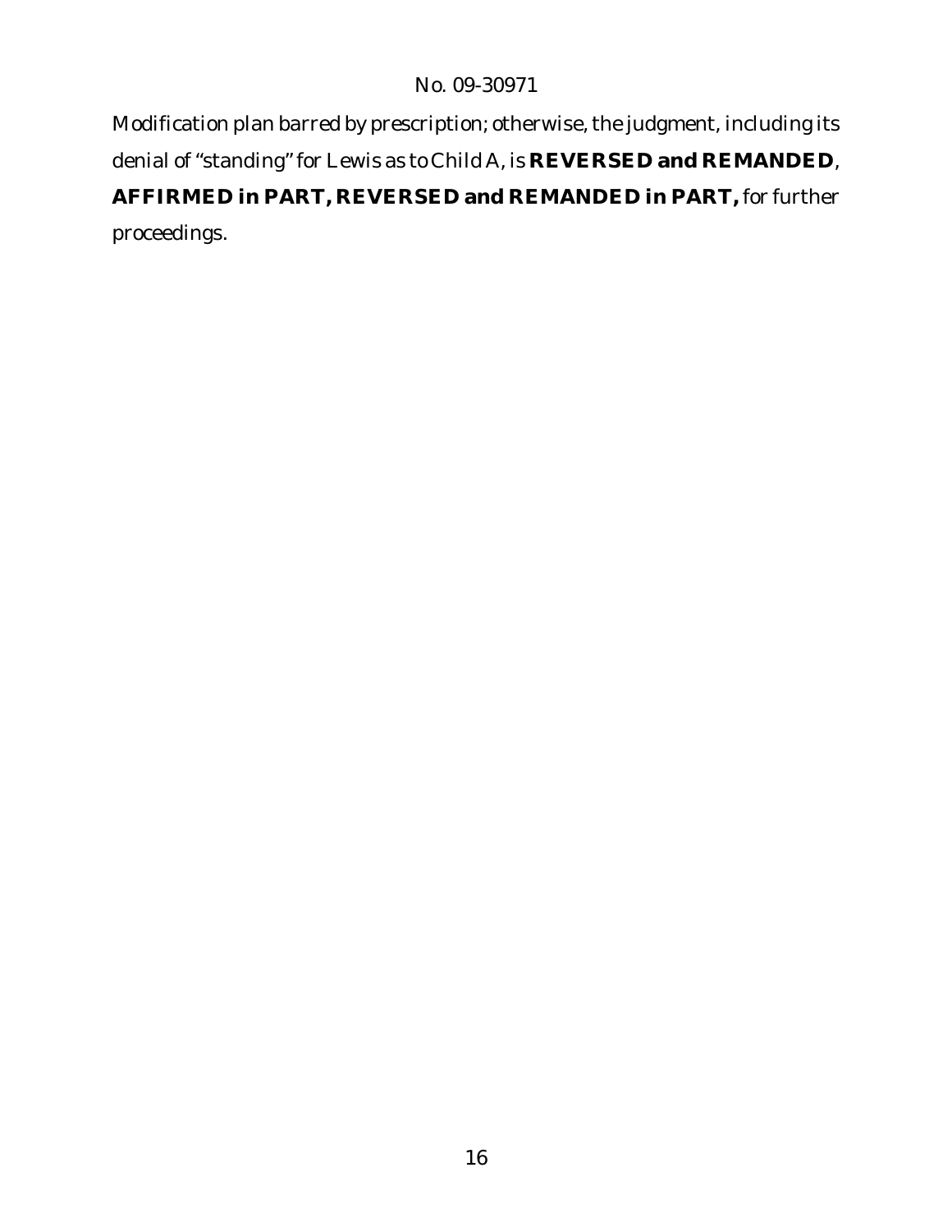Modification plan barred by prescription; otherwise, the judgment, including its denial of "standing" for Lewis as to Child A, is **REVERSED and REMANDED**, **AFFIRMED in PART, REVERSED and REMANDED in PART,** for further proceedings.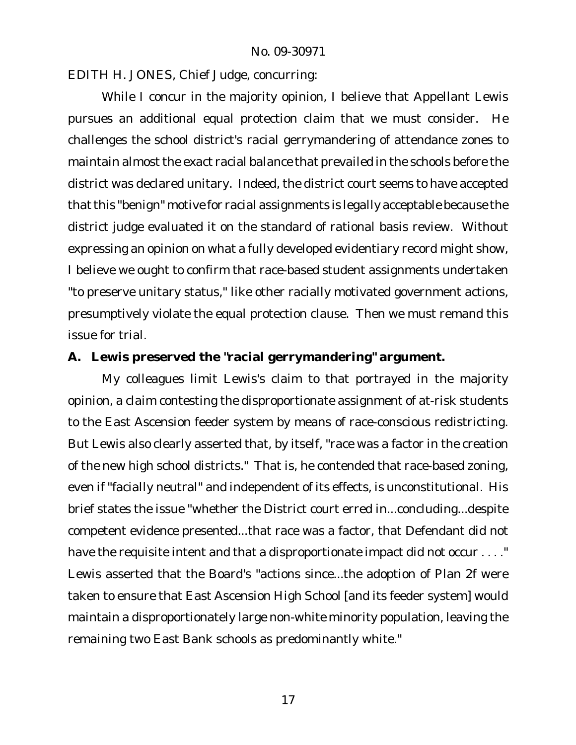EDITH H. JONES, Chief Judge, concurring:

While I concur in the majority opinion, I believe that Appellant Lewis pursues an additional equal protection claim that we must consider. He challenges the school district's racial gerrymandering of attendance zones to maintain almost the exact racial balance that prevailed in the schools before the district was declared unitary. Indeed, the district court seems to have accepted that this "benign" motive for racial assignments is legally acceptable because the district judge evaluated it on the standard of rational basis review. Without expressing an opinion on what a fully developed evidentiary record might show, I believe we ought to confirm that race-based student assignments undertaken "to preserve unitary status," like other racially motivated government actions, presumptively violate the equal protection clause. Then we must remand this issue for trial.

**A. Lewis preserved the "racial gerrymandering" argument.**

My colleagues limit Lewis's claim to that portrayed in the majority opinion, a claim contesting the disproportionate assignment of at-risk students to the East Ascension feeder system by means of race-conscious redistricting. But Lewis also clearly asserted that, by itself, "race was a factor in the creation of the new high school districts." That is, he contended that race-based zoning, even if "facially neutral" and independent of its effects, is unconstitutional. His brief states the issue "whether the District court erred in...concluding...despite competent evidence presented...that race was a factor, that Defendant did not have the requisite intent and that a disproportionate impact did not occur . . . ." Lewis asserted that the Board's "actions since...the adoption of Plan 2f were taken to ensure that East Ascension High School [and its feeder system] would maintain a disproportionately large non-white minority population, leaving the remaining two East Bank schools as predominantly white."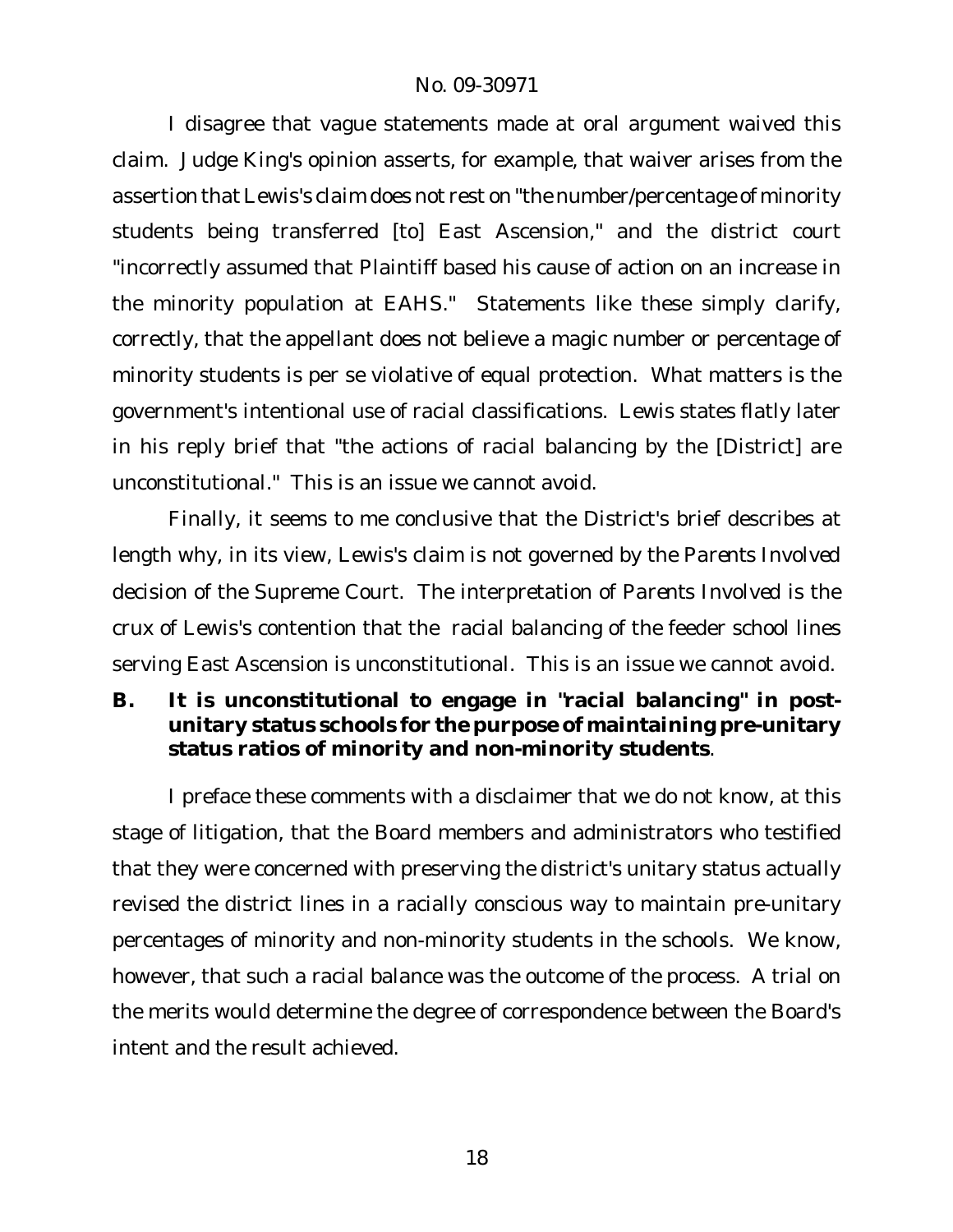I disagree that vague statements made at oral argument waived this claim. Judge King's opinion asserts, for example, that waiver arises from the assertion that Lewis's claim does not rest on "the number/percentage of minority students being transferred [to] East Ascension," and the district court "incorrectly assumed that Plaintiff based his cause of action on an increase in the minority population at EAHS." Statements like these simply clarify, correctly, that the appellant does not believe a magic number or percentage of minority students is per se violative of equal protection. What matters is the government's intentional use of racial classifications. Lewis states flatly later in his reply brief that "the actions of racial balancing by the [District] are unconstitutional." This is an issue we cannot avoid.

Finally, it seems to me conclusive that the District's brief describes at length why, in its view, Lewis's claim is not governed by the *Parents Involved* decision of the Supreme Court. The interpretation of *Parents Involved* is the crux of Lewis's contention that the racial balancing of the feeder school lines serving East Ascension is unconstitutional. This is an issue we cannot avoid.

**B. It is unconstitutional to engage in "racial balancing" in post-unitary status schools for the purpose of maintaining pre-unitary status ratios of minority and non-minority students**.

I preface these comments with a disclaimer that we do not know, at this stage of litigation, that the Board members and administrators who testified that they were concerned with preserving the district's unitary status actually revised the district lines in a racially conscious way to maintain pre-unitary percentages of minority and non-minority students in the schools. We know, however, that such a racial balance was the outcome of the process. A trial on the merits would determine the degree of correspondence between the Board's intent and the result achieved.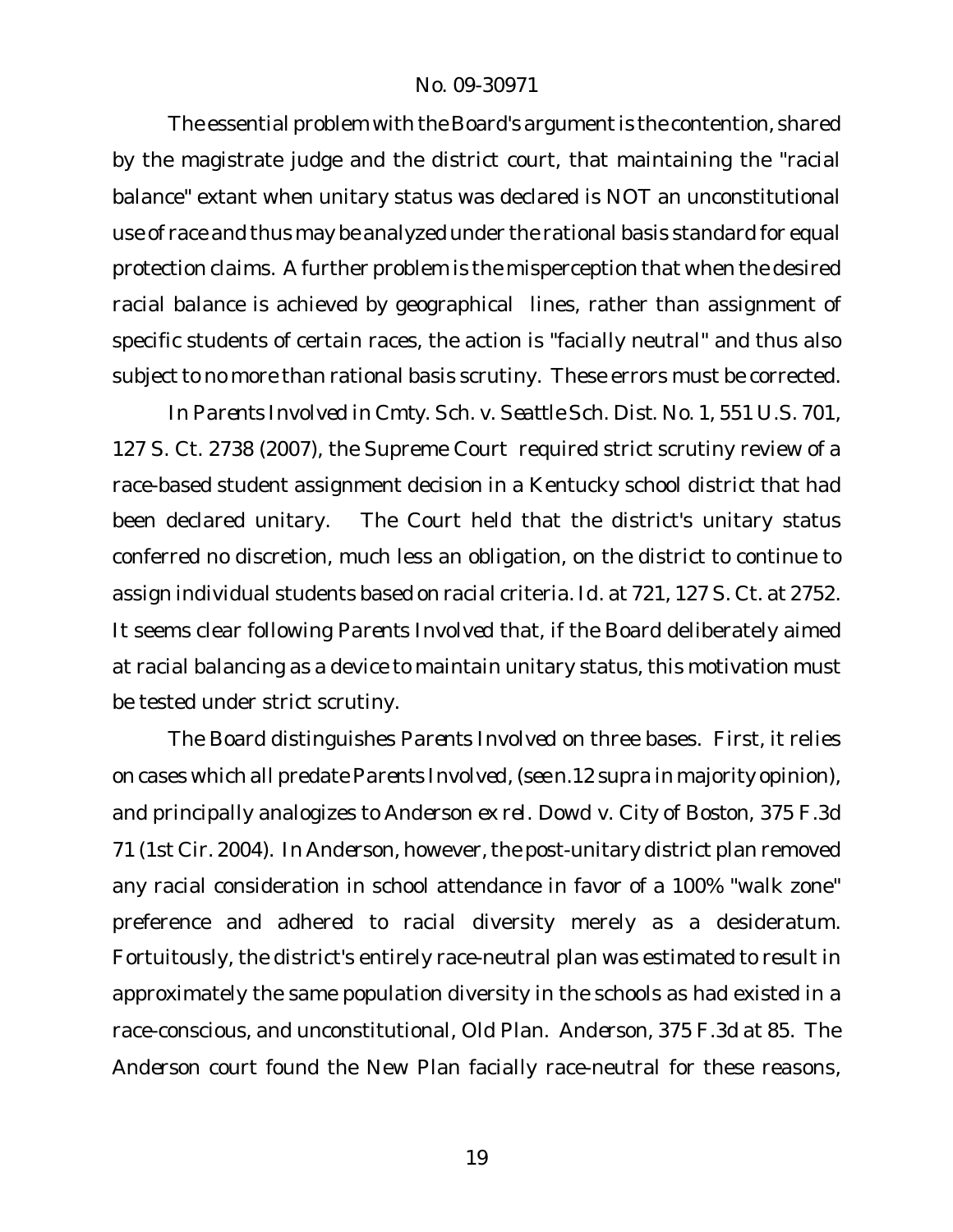The essential problem with the Board's argument is the contention, shared by the magistrate judge and the district court, that maintaining the "racial balance" extant when unitary status was declared is NOT an unconstitutional use of race and thus may be analyzed under the rational basis standard for equal protection claims. A further problem is the misperception that when the desired racial balance is achieved by geographical lines, rather than assignment of specific students of certain races, the action is "facially neutral" and thus also subject to no more than rational basis scrutiny. These errors must be corrected.

In *Parents Involved in Cmty. Sch. v. Seattle Sch. Dist. No. 1*, 551 U.S. 701, 127 S. Ct. 2738 (2007), the Supreme Court required strict scrutiny review of a race-based student assignment decision in a Kentucky school district that had been declared unitary. The Court held that the district's unitary status conferred no discretion, much less an obligation, on the district to continue to assign individual students based on racial criteria. *Id.* at 721, 127 S. Ct. at 2752. It seems clear following *Parents Involved* that, if the Board deliberately aimed at racial balancing as a device to maintain unitary status, this motivation must be tested under strict scrutiny.

The Board distinguishes *Parents Involved* on three bases. First, it relies on cases which all predate *Parents Involved*, (*see* n.12 *supra* in majority opinion), and principally analogizes to *Anderson ex rel. Dowd v. City of Boston*, 375 F.3d 71 (1st Cir. 2004). In *Anderson*, however, the post-unitary district plan removed any racial consideration in school attendance in favor of a 100% "walk zone" preference and adhered to racial diversity merely as a desideratum. Fortuitously, the district's entirely race-neutral plan was estimated to result in approximately the same population diversity in the schools as had existed in a race-conscious, and unconstitutional, Old Plan. *Anderson*, 375 F.3d at 85. The *Anderson* court found the New Plan facially race-neutral for these reasons,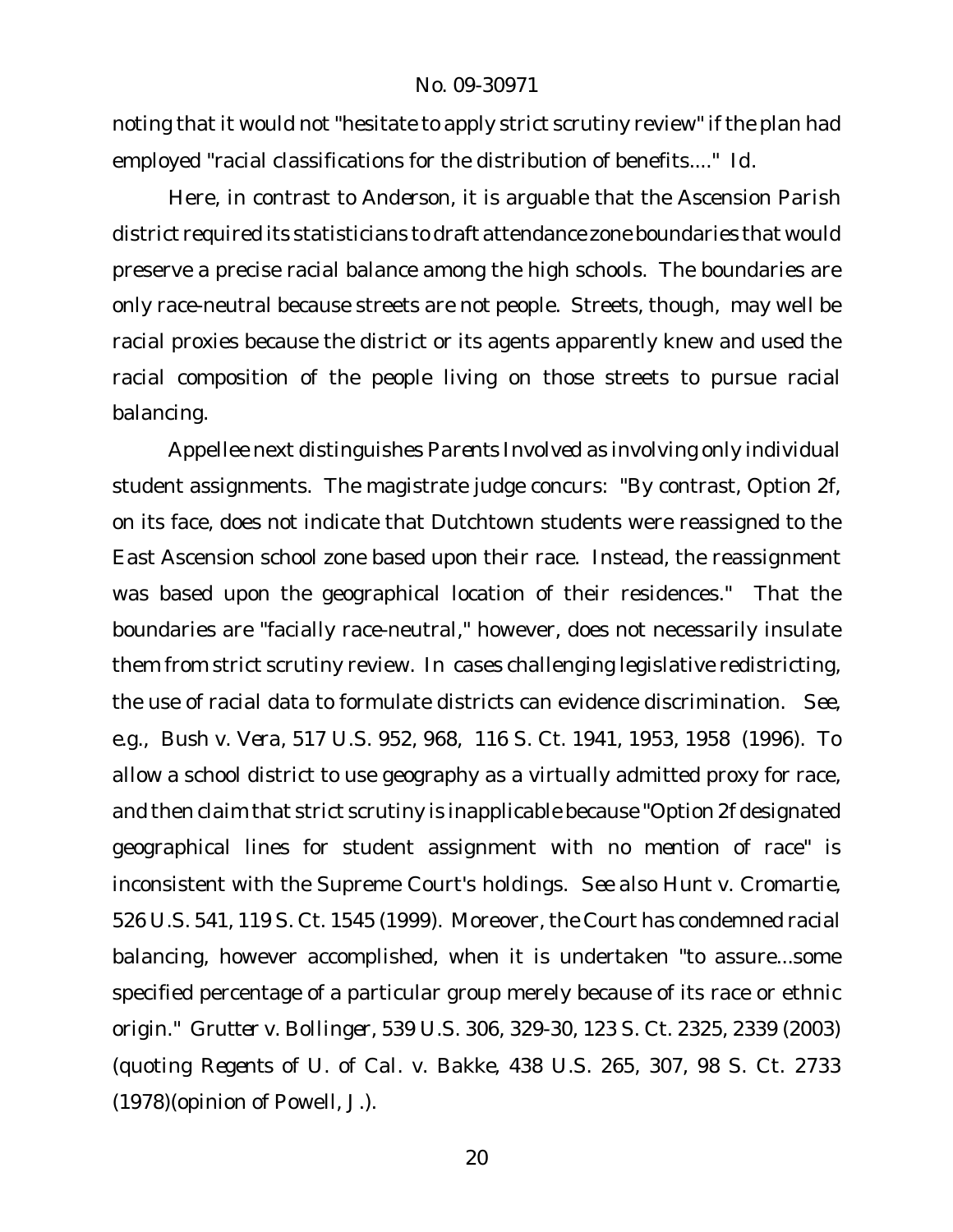noting that it would not "hesitate to apply strict scrutiny review" if the plan had employed "racial classifications for the distribution of benefits...." *Id.*

Here, in contrast to *Anderson*, it is arguable that the Ascension Parish district required its statisticians to draft attendance zone boundaries that would preserve a precise racial balance among the high schools. The boundaries are only race-neutral because streets are not people. Streets, though, may well be racial proxies because the district or its agents apparently knew and used the racial composition of the people living on those streets to pursue racial balancing.

Appellee next distinguishes *Parents Involved* as involving only individual student assignments. The magistrate judge concurs: "By contrast, Option 2f, on its face, does not indicate that Dutchtown students were reassigned to the East Ascension school zone based upon their race. Instead, the reassignment was based upon the geographical location of their residences." That the boundaries are "facially race-neutral," however, does not necessarily insulate them from strict scrutiny review. In cases challenging legislative redistricting, the use of racial data to formulate districts can evidence discrimination. *See, e.g.*, *Bush v. Vera*, 517 U.S. 952, 968, 116 S. Ct. 1941, 1953, 1958 (1996). To allow a school district to use geography as a virtually admitted proxy for race, and then claim that strict scrutiny is inapplicable because "Option 2f designated geographical lines for student assignment with no mention of race" is inconsistent with the Supreme Court's holdings. *See also Hunt v. Cromartie*, 526 U.S. 541, 119 S. Ct. 1545 (1999). Moreover, the Court has condemned racial balancing, however accomplished, when it is undertaken "to assure...some specified percentage of a particular group merely because of its race or ethnic origin." *Grutter v. Bollinger*, 539 U.S. 306, 329-30, 123 S. Ct. 2325, 2339 (2003) (quoting *Regents of U. of Cal. v. Bakke*, 438 U.S. 265, 307, 98 S. Ct. 2733 (1978)(opinion of Powell, J.).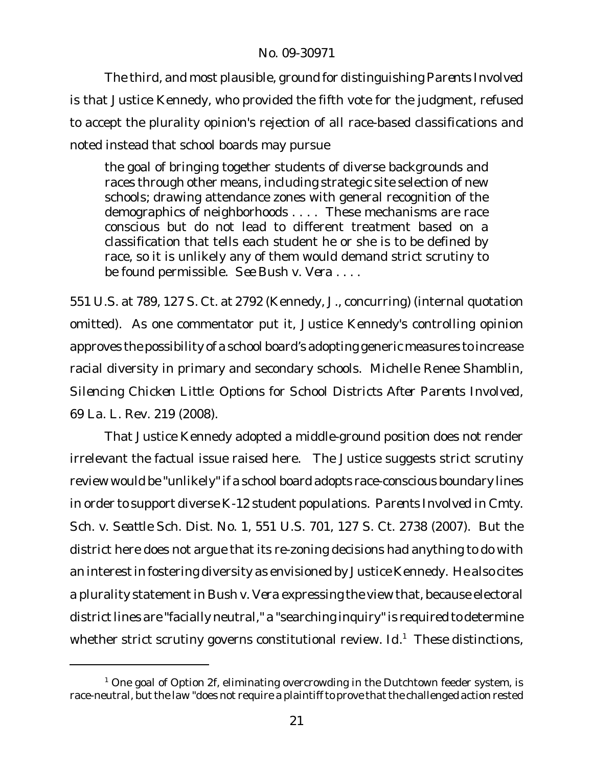The third, and most plausible, ground for distinguishing *Parents Involved* is that Justice Kennedy, who provided the fifth vote for the judgment, refused to accept the plurality opinion's rejection of all race-based classifications and noted instead that school boards may pursue

> the goal of bringing together students of diverse backgrounds and races through other means, including strategic site selection of new schools; drawing attendance zones with general recognition of the demographics of neighborhoods . . . . These mechanisms are race conscious but do not lead to different treatment based on a classification that tells each student he or she is to be defined by race, so it is unlikely any of them would demand strict scrutiny to be found permissible. *See Bush v. Vera* . . . .

551 U.S. at 789, 127 S. Ct. at 2792 (Kennedy, J., concurring) (internal quotation omitted). As one commentator put it, Justice Kennedy's controlling opinion approves the possibility of a school board's adopting generic measures to increase racial diversity in primary and secondary schools. Michelle Renee Shamblin, *Silencing Chicken Little: Options for School Districts After Parents Involved*, 69 La. L. Rev. 219 (2008).

That Justice Kennedy adopted a middle-ground position does not render irrelevant the factual issue raised here. The Justice suggests strict scrutiny review would be "unlikely" if a school board adopts race-conscious boundary lines in order to support diverse K-12 student populations. *Parents Involved in Cmty. Sch. v. Seattle Sch. Dist. No. 1*, 551 U.S. 701, 127 S. Ct. 2738 (2007). But the district here does not argue that its re-zoning decisions had anything to do with an interest in fostering diversity as envisioned by Justice Kennedy. He also cites a plurality statement in Bush v. Vera expressing the view that, because electoral district lines are "facially neutral," a "searching inquiry" is required to determine whether strict scrutiny governs constitutional review. *Id.*[1] These distinctions,

[1] One goal of Option 2f, eliminating overcrowding in the Dutchtown feeder system, is race-neutral, but the law "does not require a plaintiff to prove that the challenged action rested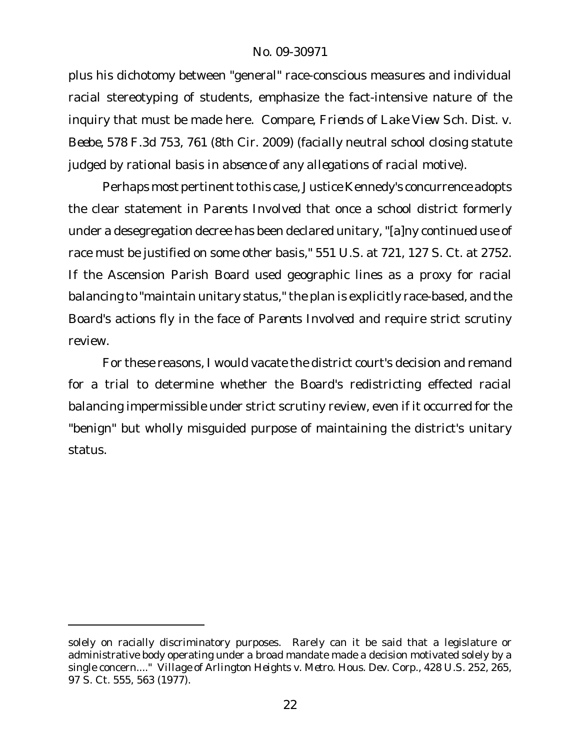plus his dichotomy between "general" race-conscious measures and individual racial stereotyping of students, emphasize the fact-intensive nature of the inquiry that must be made here. Compare, *Friends of Lake View Sch. Dist. v. Beebe*, 578 F.3d 753, 761 (8th Cir. 2009) (facially neutral school closing statute judged by rational basis in absence of any allegations of racial motive).

Perhaps most pertinent to this case, Justice Kennedy's concurrence adopts the clear statement in *Parents Involved* that once a school district formerly under a desegregation decree has been declared unitary, "[a]ny continued use of race must be justified on some other basis," 551 U.S. at 721, 127 S. Ct. at 2752. If the Ascension Parish Board used geographic lines as a proxy for racial balancing to "maintain unitary status," the plan is explicitly race-based, and the Board's actions fly in the face of *Parents Involved* and require strict scrutiny review.

For these reasons, I would vacate the district court's decision and remand for a trial to determine whether the Board's redistricting effected racial balancing impermissible under strict scrutiny review, even if it occurred for the "benign" but wholly misguided purpose of maintaining the district's unitary status.

---

solely on racially discriminatory purposes. Rarely can it be said that a legislature or administrative body operating under a broad mandate made a decision motivated solely by a single concern...." *Village of Arlington Heights v. Metro. Hous. Dev. Corp.*, 428 U.S. 252, 265, 97 S. Ct. 555, 563 (1977).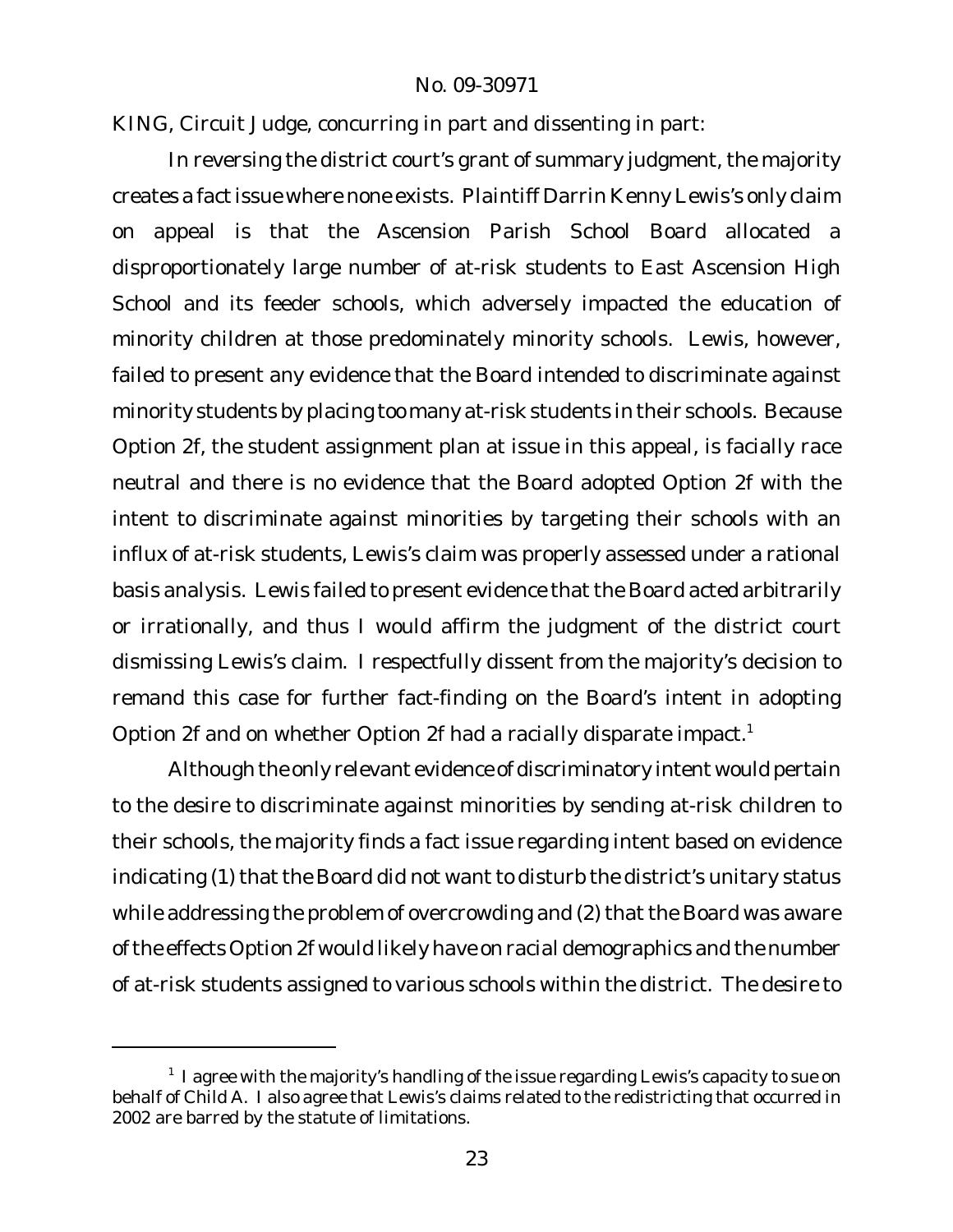KING, Circuit Judge, concurring in part and dissenting in part:

In reversing the district court's grant of summary judgment, the majority creates a fact issue where none exists. Plaintiff Darrin Kenny Lewis's only claim on appeal is that the Ascension Parish School Board allocated a disproportionately large number of at-risk students to East Ascension High School and its feeder schools, which adversely impacted the education of minority children at those predominately minority schools. Lewis, however, failed to present any evidence that the Board intended to discriminate against minority students by placing too many at-risk students in their schools. Because Option 2f, the student assignment plan at issue in this appeal, is facially race neutral and there is no evidence that the Board adopted Option 2f with the intent to discriminate against minorities by targeting their schools with an influx of at-risk students, Lewis's claim was properly assessed under a rational basis analysis. Lewis failed to present evidence that the Board acted arbitrarily or irrationally, and thus I would affirm the judgment of the district court dismissing Lewis's claim. I respectfully dissent from the majority's decision to remand this case for further fact-finding on the Board's intent in adopting Option 2f and on whether Option 2f had a racially disparate impact.[1]

Although the only relevant evidence of discriminatory intent would pertain to the desire to discriminate against minorities by sending at-risk children to their schools, the majority finds a fact issue regarding intent based on evidence indicating (1) that the Board did not want to disturb the district's unitary status while addressing the problem of overcrowding and (2) that the Board was aware of the effects Option 2f would likely have on racial demographics and the number of at-risk students assigned to various schools within the district. The desire to

[1] I agree with the majority's handling of the issue regarding Lewis's capacity to sue on behalf of Child A. I also agree that Lewis's claims related to the redistricting that occurred in 2002 are barred by the statute of limitations.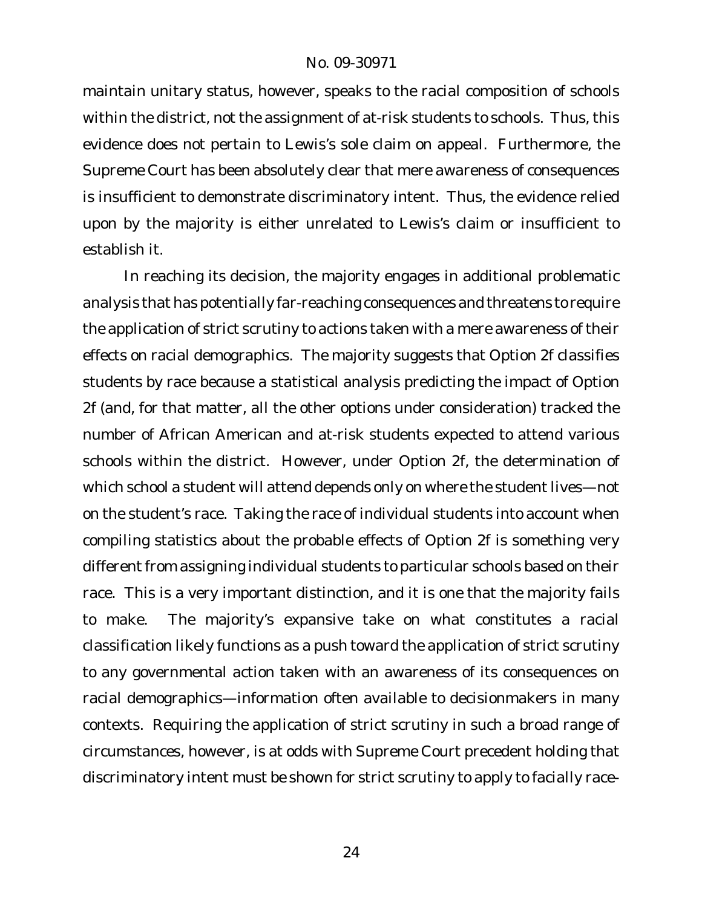maintain unitary status, however, speaks to the racial composition of schools within the district, not the assignment of at-risk students to schools. Thus, this evidence does not pertain to Lewis's sole claim on appeal. Furthermore, the Supreme Court has been absolutely clear that mere awareness of consequences is insufficient to demonstrate discriminatory intent. Thus, the evidence relied upon by the majority is either unrelated to Lewis's claim or insufficient to establish it.

In reaching its decision, the majority engages in additional problematic analysis that has potentially far-reaching consequences and threatens to require the application of strict scrutiny to actions taken with a mere awareness of their effects on racial demographics. The majority suggests that Option 2f classifies students by race because a statistical analysis predicting the impact of Option 2f (and, for that matter, all the other options under consideration) tracked the number of African American and at-risk students expected to attend various schools within the district. However, under Option 2f, the determination of which school a student will attend depends only on where the student lives—not on the student's race. Taking the race of individual students into account when compiling statistics about the probable effects of Option 2f is something very different from assigning individual students to particular schools based on their race. This is a very important distinction, and it is one that the majority fails to make. The majority's expansive take on what constitutes a racial classification likely functions as a push toward the application of strict scrutiny to any governmental action taken with an awareness of its consequences on racial demographics—information often available to decisionmakers in many contexts. Requiring the application of strict scrutiny in such a broad range of circumstances, however, is at odds with Supreme Court precedent holding that discriminatory intent must be shown for strict scrutiny to apply to facially race-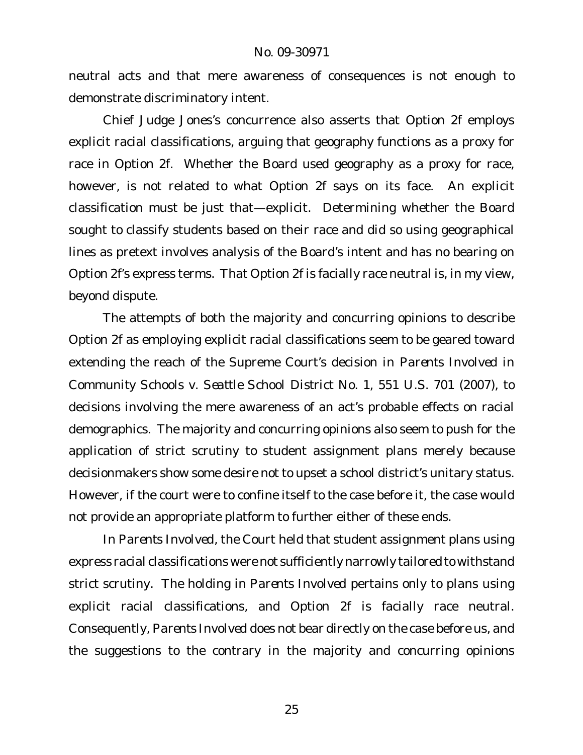neutral acts and that mere awareness of consequences is not enough to demonstrate discriminatory intent.

Chief Judge Jones's concurrence also asserts that Option 2f employs explicit racial classifications, arguing that geography functions as a proxy for race in Option 2f. Whether the Board used geography as a proxy for race, however, is not related to what Option 2f says on its face. An explicit classification must be just that—explicit. Determining whether the Board sought to classify students based on their race and did so using geographical lines as pretext involves analysis of the Board's intent and has no bearing on Option 2f's express terms. That Option 2f is facially race neutral is, in my view, beyond dispute.

The attempts of both the majority and concurring opinions to describe Option 2f as employing explicit racial classifications seem to be geared toward extending the reach of the Supreme Court's decision in *Parents Involved in Community Schools v. Seattle School District No. 1*, 551 U.S. 701 (2007), to decisions involving the mere awareness of an act's probable effects on racial demographics. The majority and concurring opinions also seem to push for the application of strict scrutiny to student assignment plans merely because decisionmakers show some desire not to upset a school district's unitary status. However, if the court were to confine itself to the case before it, the case would not provide an appropriate platform to further either of these ends.

In *Parents Involved*, the Court held that student assignment plans using express racial classifications were not sufficiently narrowly tailored to withstand strict scrutiny. The holding in *Parents Involved* pertains only to plans using explicit racial classifications, and Option 2f is facially race neutral. Consequently, *Parents Involved* does not bear directly on the case before us, and the suggestions to the contrary in the majority and concurring opinions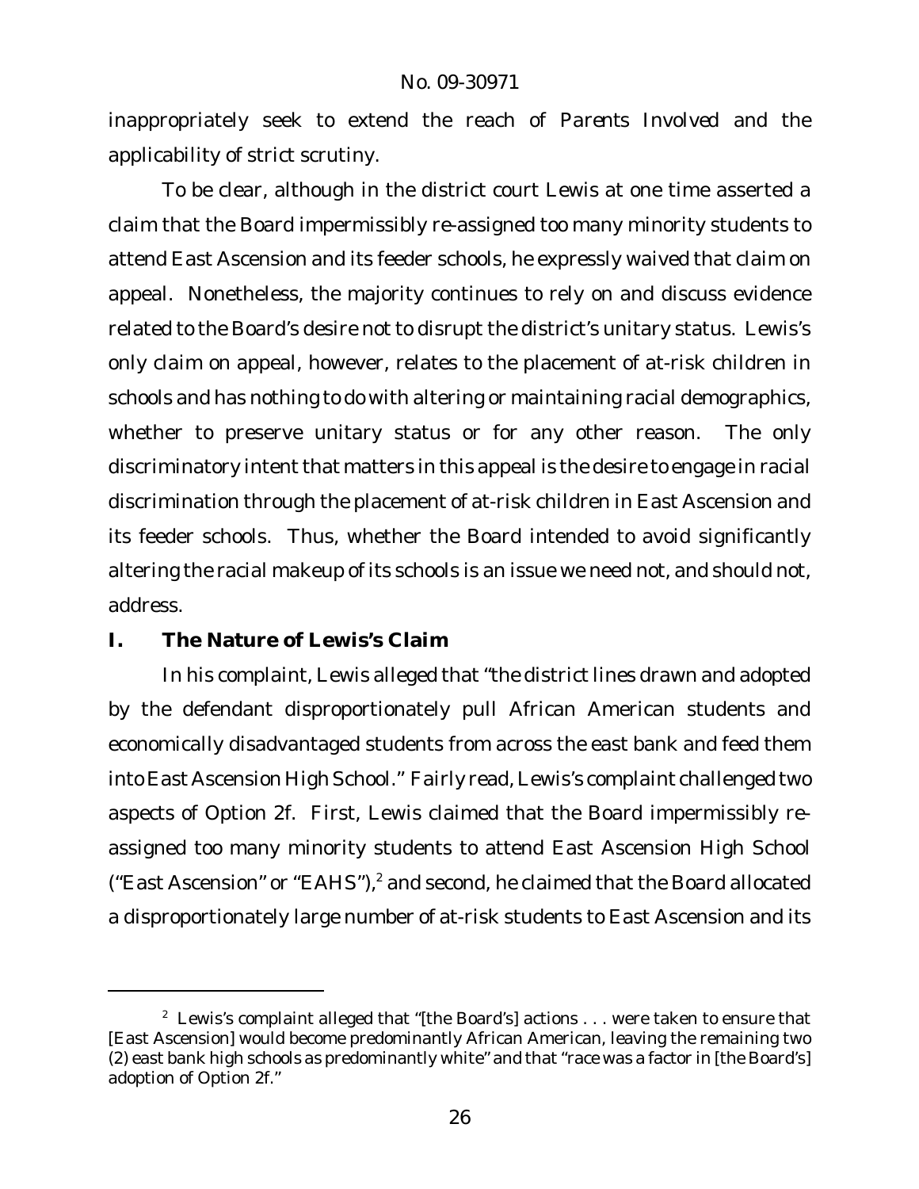inappropriately seek to extend the reach of *Parents Involved* and the applicability of strict scrutiny.

To be clear, although in the district court Lewis at one time asserted a claim that the Board impermissibly re-assigned too many minority students to attend East Ascension and its feeder schools, he expressly waived that claim on appeal. Nonetheless, the majority continues to rely on and discuss evidence related to the Board's desire not to disrupt the district's unitary status. Lewis's only claim on appeal, however, relates to the placement of at-risk children in schools and has nothing to do with altering or maintaining racial demographics, whether to preserve unitary status or for any other reason. The only discriminatory intent that matters in this appeal is the desire to engage in racial discrimination through the placement of at-risk children in East Ascension and its feeder schools. Thus, whether the Board intended to avoid significantly altering the racial makeup of its schools is an issue we need not, and should not, address.

## I. The Nature of Lewis's Claim

In his complaint, Lewis alleged that "the district lines drawn and adopted by the defendant disproportionately pull African American students and economically disadvantaged students from across the east bank and feed them into East Ascension High School." Fairly read, Lewis's complaint challenged two aspects of Option 2f. First, Lewis claimed that the Board impermissibly re-assigned too many minority students to attend East Ascension High School ("East Ascension" or "EAHS"),[2] and second, he claimed that the Board allocated a disproportionately large number of at-risk students to East Ascension and its

[2] Lewis's complaint alleged that "[the Board's] actions . . . were taken to ensure that [East Ascension] would become predominantly African American, leaving the remaining two (2) east bank high schools as predominantly white" and that "race was a factor in [the Board's] adoption of Option 2f."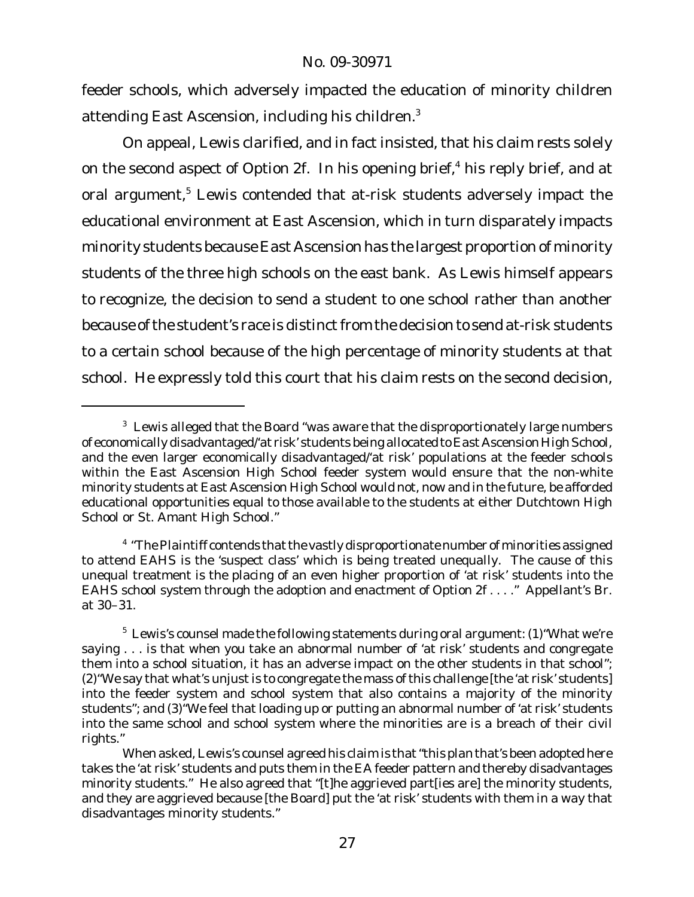feeder schools, which adversely impacted the education of minority children attending East Ascension, including his children.[3]

On appeal, Lewis clarified, and in fact insisted, that his claim rests solely on the second aspect of Option 2f. In his opening brief,[4] his reply brief, and at oral argument,[5] Lewis contended that at-risk students adversely impact the educational environment at East Ascension, which in turn disparately impacts minority students because East Ascension has the largest proportion of minority students of the three high schools on the east bank. As Lewis himself appears to recognize, the decision to send a student to one school rather than another because of the student's race is distinct from the decision to send at-risk students to a certain school because of the high percentage of minority students at that school. He expressly told this court that his claim rests on the second decision,

---

[3] Lewis alleged that the Board "was aware that the disproportionately large numbers of economically disadvantaged/'at risk' students being allocated to East Ascension High School, and the even larger economically disadvantaged/'at risk' populations at the feeder schools within the East Ascension High School feeder system would ensure that the non-white minority students at East Ascension High School would not, now and in the future, be afforded educational opportunities equal to those available to the students at either Dutchtown High School or St. Amant High School."

[4] "The Plaintiff contends that the vastly disproportionate number of minorities assigned to attend EAHS is the 'suspect class' which is being treated unequally. The cause of this unequal treatment is the placing of an even higher proportion of 'at risk' students into the EAHS school system through the adoption and enactment of Option 2f . . . ." Appellant's Br. at 30–31.

[5] Lewis's counsel made the following statements during oral argument: (1)"What we're saying . . . is that when you take an abnormal number of 'at risk' students and congregate them into a school situation, it has an adverse impact on the other students in that school"; (2)"We say that what's unjust is to congregate the mass of this challenge [the 'at risk' students] into the feeder system and school system that also contains a majority of the minority students"; and (3)"We feel that loading up or putting an abnormal number of 'at risk' students into the same school and school system where the minorities are is a breach of their civil rights."

When asked, Lewis's counsel agreed his claim is that "this plan that's been adopted here takes the 'at risk' students and puts them in the EA feeder pattern and thereby disadvantages minority students." He also agreed that "[t]he aggrieved part[ies are] the minority students, and they are aggrieved because [the Board] put the 'at risk' students with them in a way that disadvantages minority students."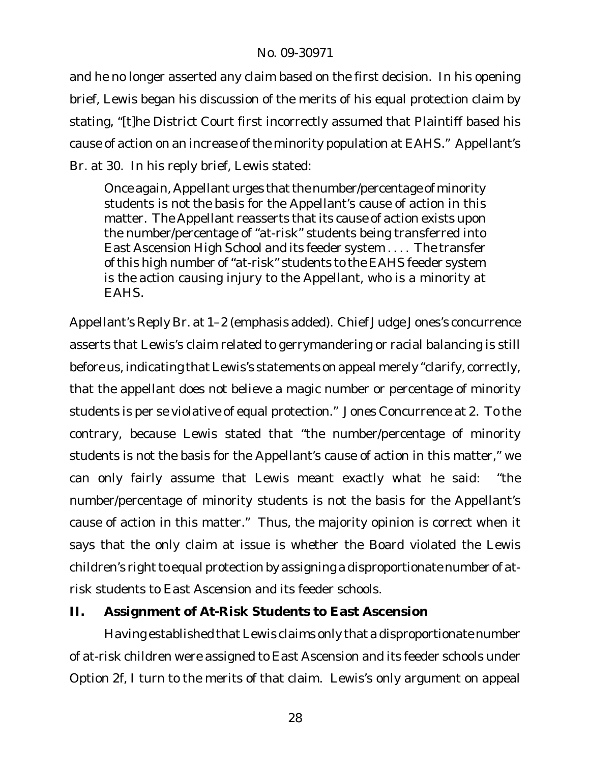and he no longer asserted any claim based on the first decision. In his opening brief, Lewis began his discussion of the merits of his equal protection claim by stating, "[t]he District Court first incorrectly assumed that Plaintiff based his cause of action on an increase of the minority population at EAHS." Appellant's Br. at 30. In his reply brief, Lewis stated:

> Once again, Appellant urges that the number/percentage of minority students is not the basis for the Appellant's cause of action in this matter. The Appellant reasserts that its cause of action exists upon the number/percentage of "at-risk" students being transferred into East Ascension High School and its feeder system . . . . The transfer of this high number of "at-risk" students to the EAHS feeder system is the action causing injury to the Appellant, who is a minority at EAHS.

Appellant's Reply Br. at 1–2 (emphasis added). Chief Judge Jones's concurrence asserts that Lewis's claim related to gerrymandering or racial balancing is still before us, indicating that Lewis's statements on appeal merely "clarify, correctly, that the appellant does not believe a magic number or percentage of minority students is per se violative of equal protection." Jones Concurrence at 2. To the contrary, because Lewis stated that "the number/percentage of minority students is not the basis for the Appellant's cause of action in this matter," we can only fairly assume that Lewis meant exactly what he said: "the number/percentage of minority students is not the basis for the Appellant's cause of action in this matter." Thus, the majority opinion is correct when it says that the only claim at issue is whether the Board violated the Lewis children's right to equal protection by assigning a disproportionate number of at-risk students to East Ascension and its feeder schools.

## II. Assignment of At-Risk Students to East Ascension

Having established that Lewis claims only that a disproportionate number of at-risk children were assigned to East Ascension and its feeder schools under Option 2f, I turn to the merits of that claim. Lewis's only argument on appeal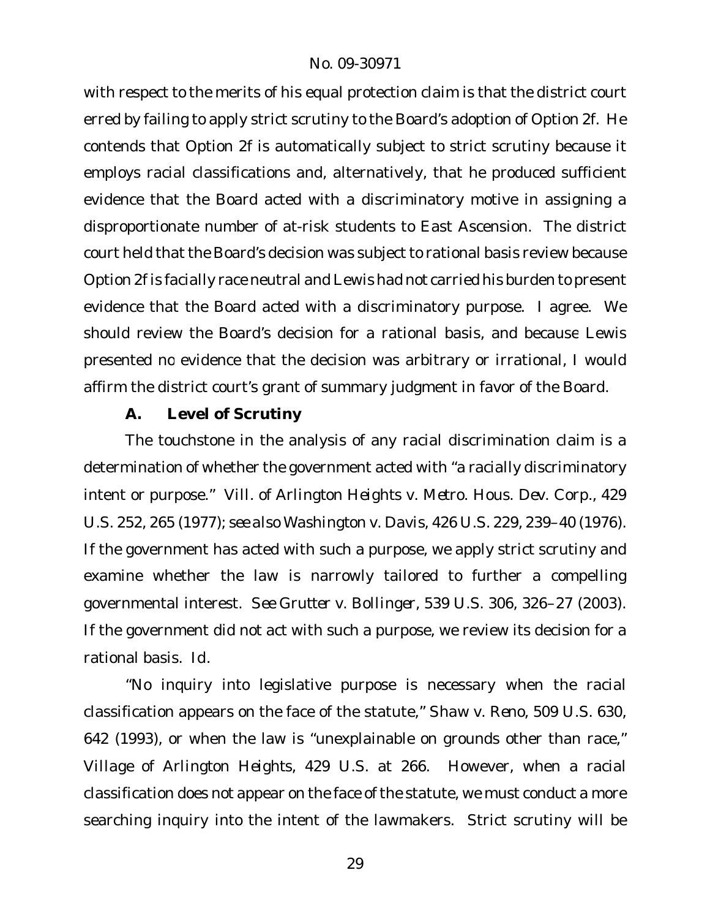with respect to the merits of his equal protection claim is that the district court erred by failing to apply strict scrutiny to the Board's adoption of Option 2f. He contends that Option 2f is automatically subject to strict scrutiny because it employs racial classifications and, alternatively, that he produced sufficient evidence that the Board acted with a discriminatory motive in assigning a disproportionate number of at-risk students to East Ascension. The district court held that the Board's decision was subject to rational basis review because Option 2f is facially race neutral and Lewis had not carried his burden to present evidence that the Board acted with a discriminatory purpose. I agree. We should review the Board's decision for a rational basis, and because Lewis presented no evidence that the decision was arbitrary or irrational, I would affirm the district court's grant of summary judgment in favor of the Board.

### A. Level of Scrutiny

The touchstone in the analysis of any racial discrimination claim is a determination of whether the government acted with "a racially discriminatory intent or purpose." *Vill. of Arlington Heights v. Metro. Hous. Dev. Corp.*, 429 U.S. 252, 265 (1977); *see also Washington v. Davis*, 426 U.S. 229, 239–40 (1976). If the government has acted with such a purpose, we apply strict scrutiny and examine whether the law is narrowly tailored to further a compelling governmental interest. *See Grutter v. Bollinger*, 539 U.S. 306, 326–27 (2003). If the government did not act with such a purpose, we review its decision for a rational basis. *Id.*

"No inquiry into legislative purpose is necessary when the racial classification appears on the face of the statute," *Shaw v. Reno*, 509 U.S. 630, 642 (1993), or when the law is "unexplainable on grounds other than race," *Village of Arlington Heights*, 429 U.S. at 266. However, when a racial classification does not appear on the face of the statute, we must conduct a more searching inquiry into the intent of the lawmakers. Strict scrutiny will be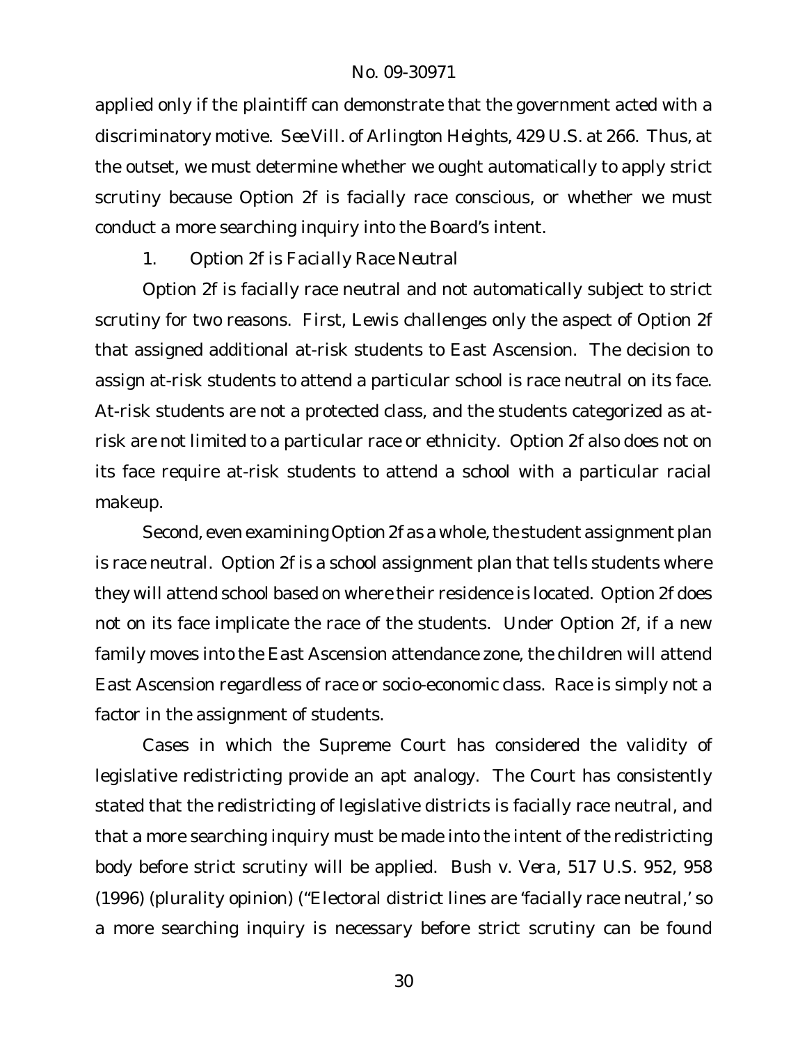applied only if the plaintiff can demonstrate that the government acted with a discriminatory motive. *See Vill. of Arlington Heights*, 429 U.S. at 266. Thus, at the outset, we must determine whether we ought automatically to apply strict scrutiny because Option 2f is facially race conscious, or whether we must conduct a more searching inquiry into the Board's intent.

### 1. *Option 2f is Facially Race Neutral*

Option 2f is facially race neutral and not automatically subject to strict scrutiny for two reasons. First, Lewis challenges only the aspect of Option 2f that assigned additional at-risk students to East Ascension. The decision to assign at-risk students to attend a particular school is race neutral on its face. At-risk students are not a protected class, and the students categorized as at-risk are not limited to a particular race or ethnicity. Option 2f also does not on its face require at-risk students to attend a school with a particular racial makeup.

Second, even examining Option 2f as a whole, the student assignment plan is race neutral. Option 2f is a school assignment plan that tells students where they will attend school based on where their residence is located. Option 2f does not on its face implicate the race of the students. Under Option 2f, if a new family moves into the East Ascension attendance zone, the children will attend East Ascension regardless of race or socio-economic class. Race is simply not a factor in the assignment of students.

Cases in which the Supreme Court has considered the validity of legislative redistricting provide an apt analogy. The Court has consistently stated that the redistricting of legislative districts is facially race neutral, and that a more searching inquiry must be made into the intent of the redistricting body before strict scrutiny will be applied. *Bush v. Vera*, 517 U.S. 952, 958 (1996) (plurality opinion) ("Electoral district lines are 'facially race neutral,' so a more searching inquiry is necessary before strict scrutiny can be found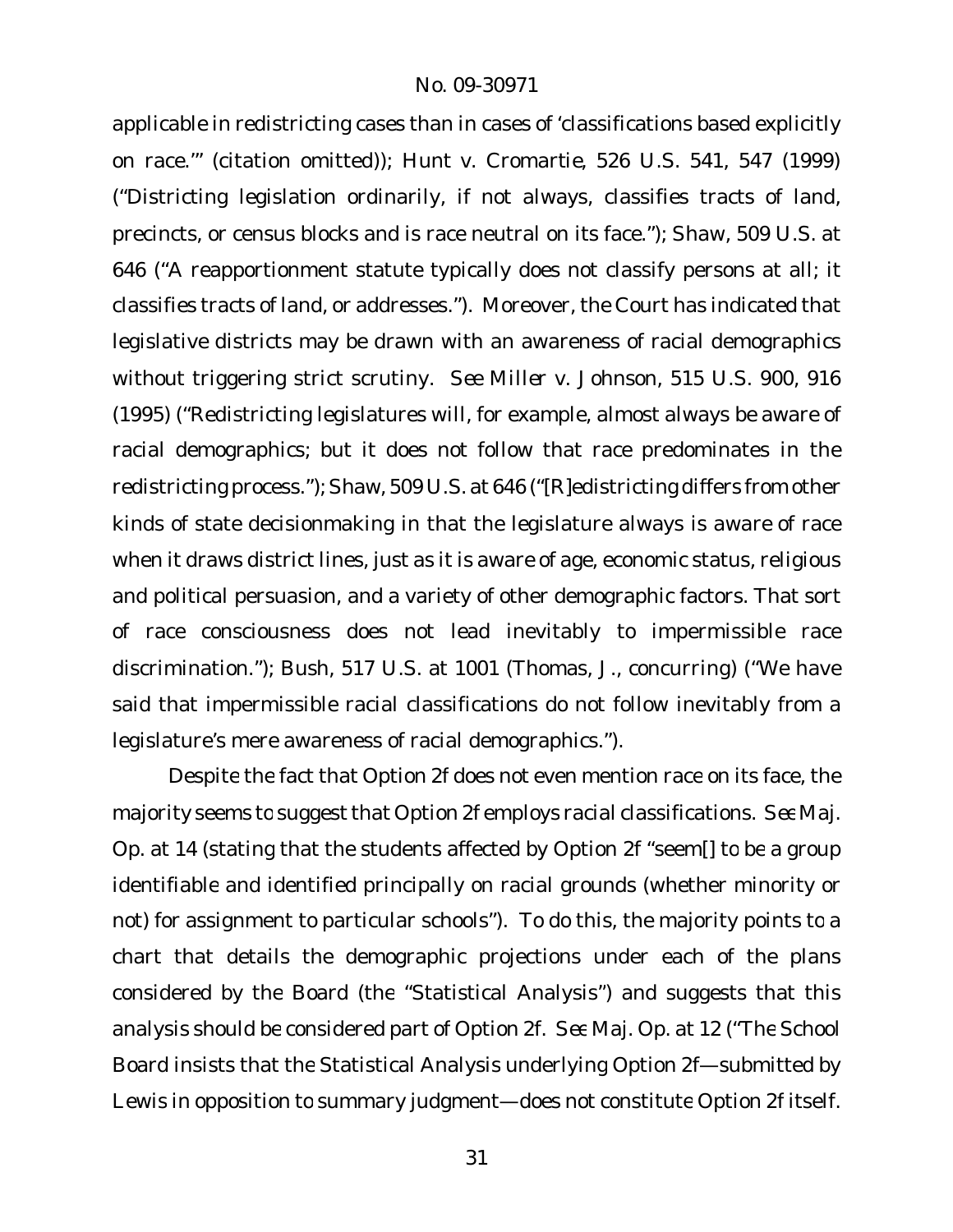applicable in redistricting cases than in cases of 'classifications based explicitly on race.'" (citation omitted)); *Hunt v. Cromartie*, 526 U.S. 541, 547 (1999) ("Districting legislation ordinarily, if not always, classifies tracts of land, precincts, or census blocks and is race neutral on its face."); *Shaw*, 509 U.S. at 646 ("A reapportionment statute typically does not classify persons at all; it classifies tracts of land, or addresses."). Moreover, the Court has indicated that legislative districts may be drawn with an awareness of racial demographics without triggering strict scrutiny. *See Miller v. Johnson*, 515 U.S. 900, 916 (1995) ("Redistricting legislatures will, for example, almost always be aware of racial demographics; but it does not follow that race predominates in the redistricting process."); *Shaw*, 509 U.S. at 646 ("[R]edistricting differs from other kinds of state decisionmaking in that the legislature always is aware of race when it draws district lines, just as it is aware of age, economic status, religious and political persuasion, and a variety of other demographic factors. That sort of race consciousness does not lead inevitably to impermissible race discrimination."); *Bush*, 517 U.S. at 1001 (Thomas, J., concurring) ("We have said that impermissible racial classifications do not follow inevitably from a legislature's mere awareness of racial demographics.").

Despite the fact that Option 2f does not even mention race on its face, the majority seems to suggest that Option 2f employs racial classifications. *See* Maj. Op. at 14 (stating that the students affected by Option 2f "seem[] to be a group identifiable and identified principally on racial grounds (whether minority or not) for assignment to particular schools"). To do this, the majority points to a chart that details the demographic projections under each of the plans considered by the Board (the "Statistical Analysis") and suggests that this analysis should be considered part of Option 2f. *See* Maj. Op. at 12 ("The School Board insists that the Statistical Analysis underlying Option 2f—submitted by Lewis in opposition to summary judgment—does not constitute Option 2f itself.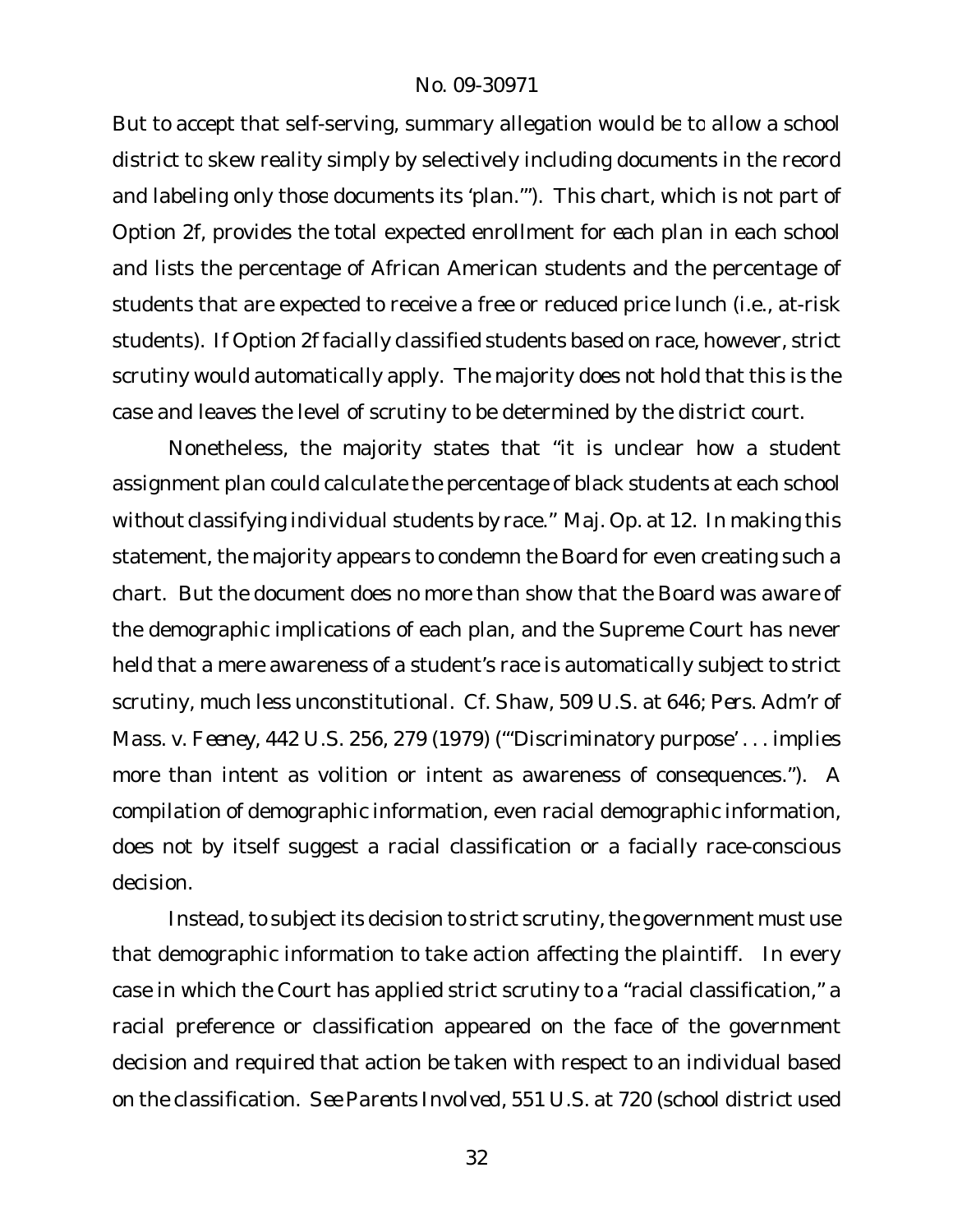But to accept that self-serving, summary allegation would be to allow a school district to skew reality simply by selectively including documents in the record and labeling only those documents its 'plan.'"). This chart, which is not part of Option 2f, provides the total expected enrollment for each plan in each school and lists the percentage of African American students and the percentage of students that are expected to receive a free or reduced price lunch (i.e., at-risk students). If Option 2f facially classified students based on race, however, strict scrutiny would automatically apply. The majority does not hold that this is the case and leaves the level of scrutiny to be determined by the district court.

Nonetheless, the majority states that "it is unclear how a student assignment plan could calculate the percentage of black students at each school without classifying individual students by race." Maj. Op. at 12. In making this statement, the majority appears to condemn the Board for even creating such a chart. But the document does no more than show that the Board was aware of the demographic implications of each plan, and the Supreme Court has never held that a mere awareness of a student's race is automatically subject to strict scrutiny, much less unconstitutional. *Cf. Shaw*, 509 U.S. at 646; *Pers. Adm'r of Mass. v. Feeney*, 442 U.S. 256, 279 (1979) ("'Discriminatory purpose' . . . implies more than intent as volition or intent as awareness of consequences."). A compilation of demographic information, even racial demographic information, does not by itself suggest a racial classification or a facially race-conscious decision.

Instead, to subject its decision to strict scrutiny, the government must use that demographic information to take action affecting the plaintiff. In every case in which the Court has applied strict scrutiny to a "racial classification," a racial preference or classification appeared on the face of the government decision and required that action be taken with respect to an individual based on the classification. *See Parents Involved*, 551 U.S. at 720 (school district used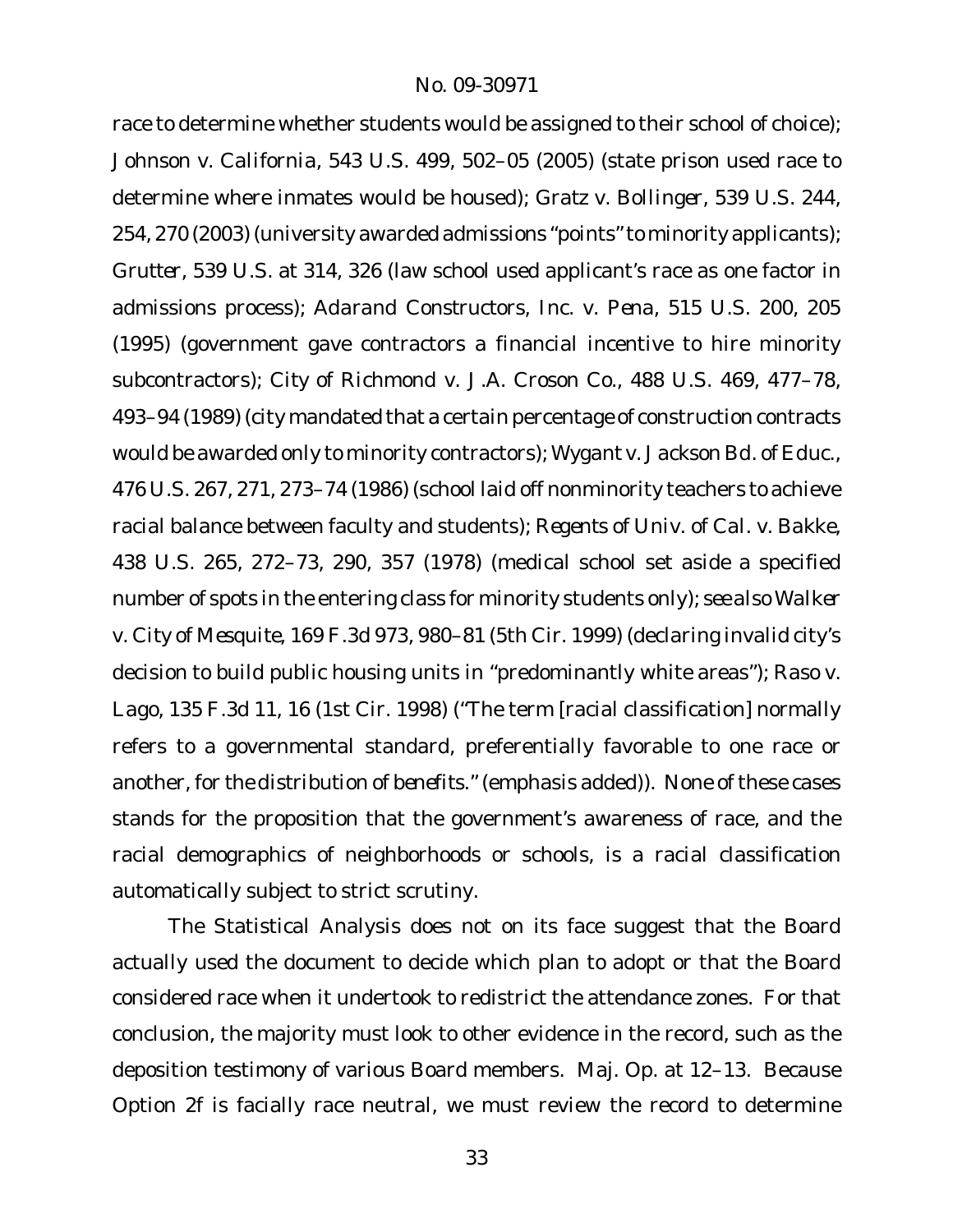race to determine whether students would be assigned to their school of choice); *Johnson v. California*, 543 U.S. 499, 502–05 (2005) (state prison used race to determine where inmates would be housed); *Gratz v. Bollinger*, 539 U.S. 244, 254, 270 (2003) (university awarded admissions "points" to minority applicants); *Grutter*, 539 U.S. at 314, 326 (law school used applicant's race as one factor in admissions process); *Adarand Constructors, Inc. v. Pena*, 515 U.S. 200, 205 (1995) (government gave contractors a financial incentive to hire minority subcontractors); *City of Richmond v. J.A. Croson Co.*, 488 U.S. 469, 477–78, 493–94 (1989) (city mandated that a certain percentage of construction contracts would be awarded only to minority contractors); *Wygant v. Jackson Bd. of Educ.*, 476 U.S. 267, 271, 273–74 (1986) (school laid off nonminority teachers to achieve racial balance between faculty and students); *Regents of Univ. of Cal. v. Bakke*, 438 U.S. 265, 272–73, 290, 357 (1978) (medical school set aside a specified number of spots in the entering class for minority students only); *see also Walker v. City of Mesquite*, 169 F.3d 973, 980–81 (5th Cir. 1999) (declaring invalid city's decision to build public housing units in "predominantly white areas"); *Raso v. Lago*, 135 F.3d 11, 16 (1st Cir. 1998) ("The term [racial classification] normally refers to a governmental standard, preferentially favorable to one race or another, *for the distribution of benefits*." (emphasis added)). None of these cases stands for the proposition that the government's awareness of race, and the racial demographics of neighborhoods or schools, is a racial classification automatically subject to strict scrutiny.

The Statistical Analysis does not on its face suggest that the Board actually used the document to decide which plan to adopt or that the Board considered race when it undertook to redistrict the attendance zones. For that conclusion, the majority must look to other evidence in the record, such as the deposition testimony of various Board members. Maj. Op. at 12–13. Because Option 2f is facially race neutral, we must review the record to determine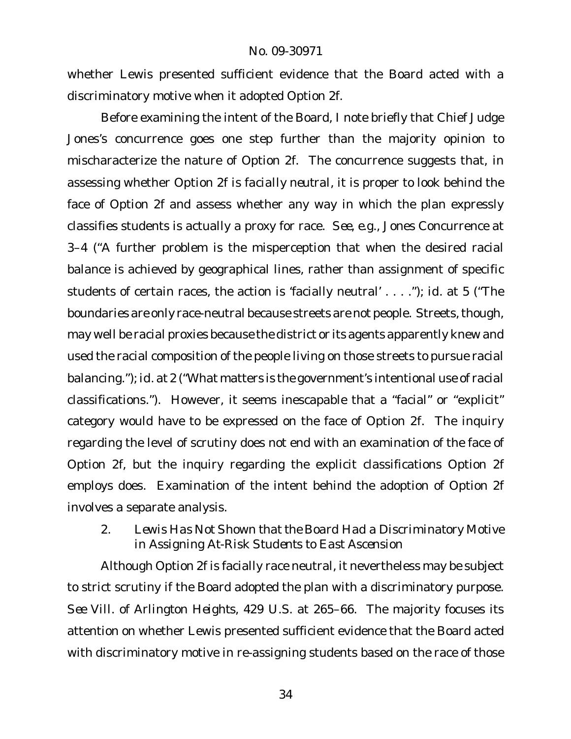whether Lewis presented sufficient evidence that the Board acted with a discriminatory motive when it adopted Option 2f.

Before examining the intent of the Board, I note briefly that Chief Judge Jones's concurrence goes one step further than the majority opinion to mischaracterize the nature of Option 2f. The concurrence suggests that, in assessing whether Option 2f is facially neutral, it is proper to look behind the face of Option 2f and assess whether any way in which the plan expressly classifies students is actually a proxy for race. *See, e.g.*, Jones Concurrence at 3–4 ("A further problem is the misperception that when the desired racial balance is achieved by geographical lines, rather than assignment of specific students of certain races, the action is 'facially neutral' . . . ."); *id.* at 5 ("The boundaries are only race-neutral because streets are not people. Streets, though, may well be racial proxies because the district or its agents apparently knew and used the racial composition of the people living on those streets to pursue racial balancing."); *id.* at 2 ("What matters is the government's intentional use of racial classifications."). However, it seems inescapable that a "facial" or "explicit" category would have to be expressed on the face of Option 2f. The inquiry regarding the level of scrutiny does not end with an examination of the face of Option 2f, but the inquiry regarding the explicit classifications Option 2f employs does. Examination of the intent behind the adoption of Option 2f involves a separate analysis.

2. *Lewis Has Not Shown that the Board Had a Discriminatory Motive in Assigning At-Risk Students to East Ascension*

Although Option 2f is facially race neutral, it nevertheless may be subject to strict scrutiny if the Board adopted the plan with a discriminatory purpose. *See Vill. of Arlington Heights*, 429 U.S. at 265–66. The majority focuses its attention on whether Lewis presented sufficient evidence that the Board acted with discriminatory motive in re-assigning students based on the race of those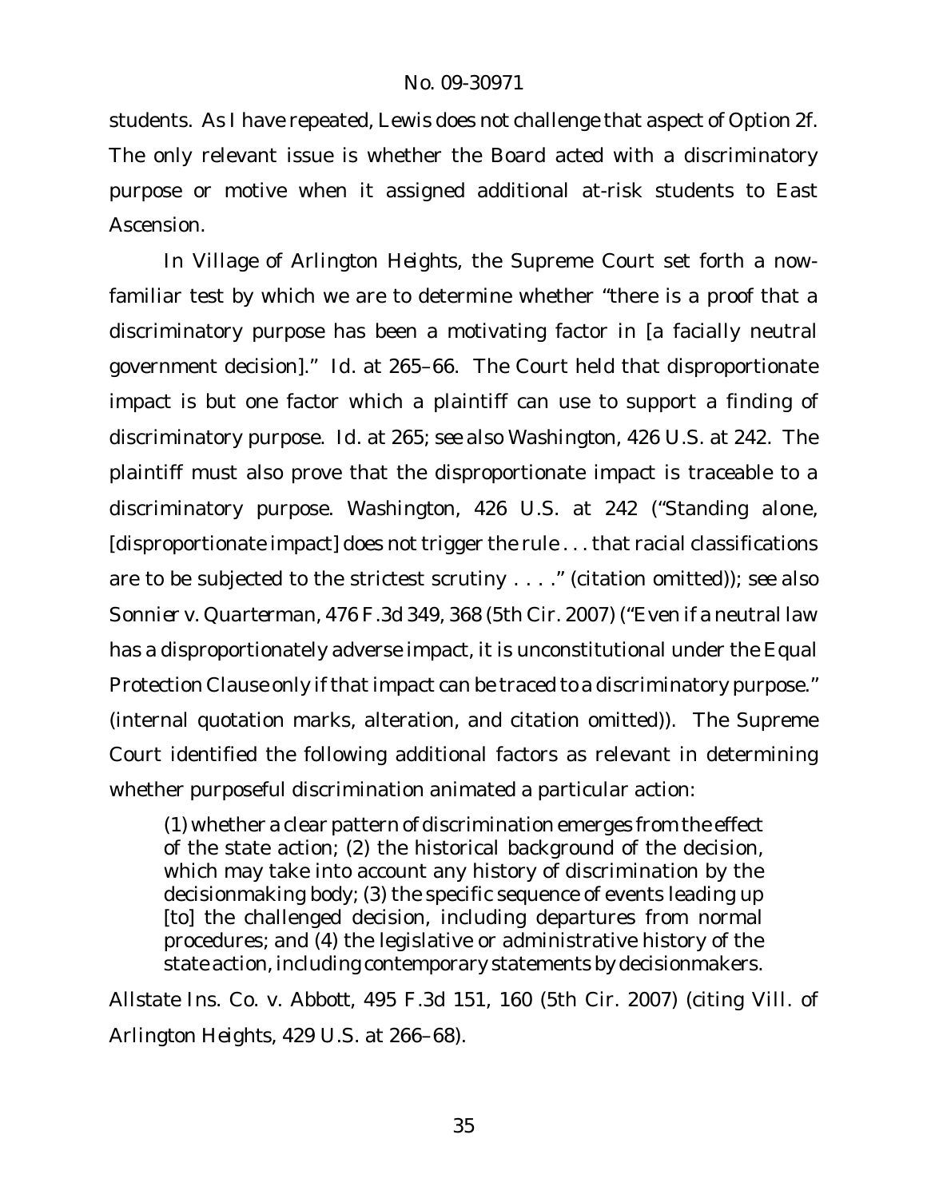students. As I have repeated, Lewis does not challenge that aspect of Option 2f. The only relevant issue is whether the Board acted with a discriminatory purpose or motive when it assigned additional at-risk students to East Ascension.

In *Village of Arlington Heights*, the Supreme Court set forth a now-familiar test by which we are to determine whether "there is a proof that a discriminatory purpose has been a motivating factor in [a facially neutral government decision]." *Id.* at 265–66. The Court held that disproportionate impact is but one factor which a plaintiff can use to support a finding of discriminatory purpose. *Id.* at 265; *see also Washington*, 426 U.S. at 242. The plaintiff must also prove that the disproportionate impact is traceable to a discriminatory purpose. *Washington*, 426 U.S. at 242 ("Standing alone, [disproportionate impact] does not trigger the rule . . . that racial classifications are to be subjected to the strictest scrutiny . . . ." (citation omitted)); *see also Sonnier v. Quarterman*, 476 F.3d 349, 368 (5th Cir. 2007) ("Even if a neutral law has a disproportionately adverse impact, it is unconstitutional under the Equal Protection Clause only if that impact can be traced to a discriminatory purpose." (internal quotation marks, alteration, and citation omitted)). The Supreme Court identified the following additional factors as relevant in determining whether purposeful discrimination animated a particular action:

> (1) whether a clear pattern of discrimination emerges from the effect of the state action; (2) the historical background of the decision, which may take into account any history of discrimination by the decisionmaking body; (3) the specific sequence of events leading up [to] the challenged decision, including departures from normal procedures; and (4) the legislative or administrative history of the state action, including contemporary statements by decisionmakers.

*Allstate Ins. Co. v. Abbott*, 495 F.3d 151, 160 (5th Cir. 2007) (citing *Vill. of Arlington Heights*, 429 U.S. at 266–68).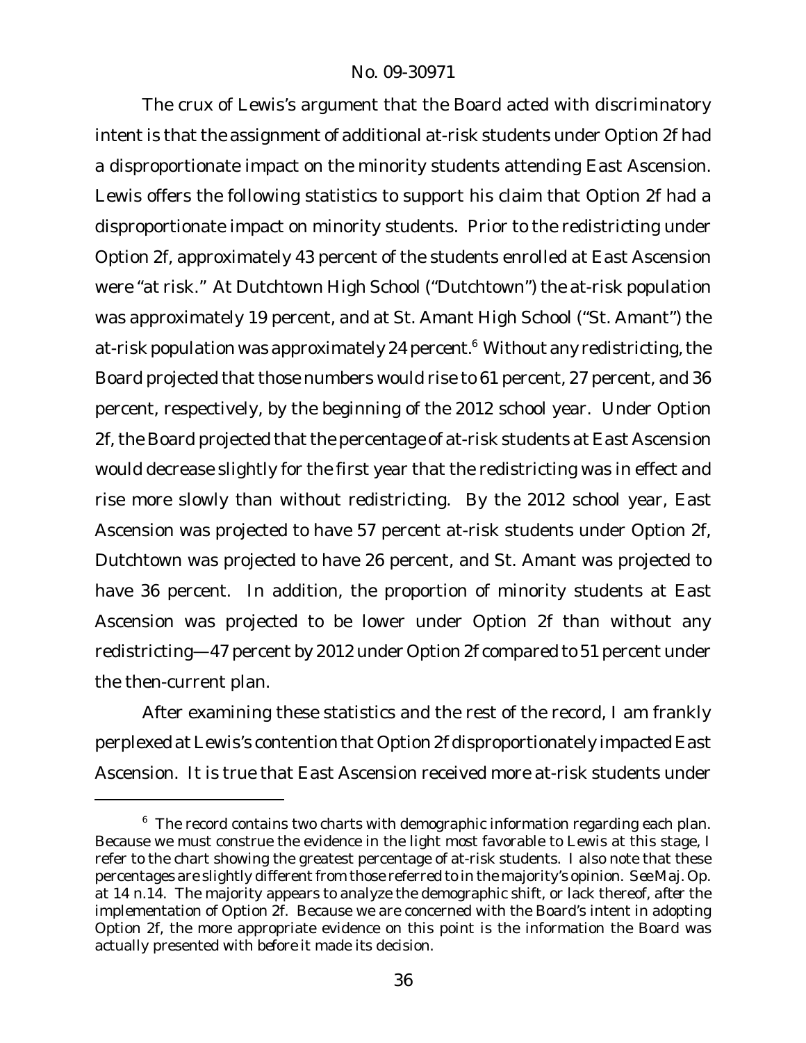The crux of Lewis's argument that the Board acted with discriminatory intent is that the assignment of additional at-risk students under Option 2f had a disproportionate impact on the minority students attending East Ascension. Lewis offers the following statistics to support his claim that Option 2f had a disproportionate impact on minority students. Prior to the redistricting under Option 2f, approximately 43 percent of the students enrolled at East Ascension were "at risk." At Dutchtown High School ("Dutchtown") the at-risk population was approximately 19 percent, and at St. Amant High School ("St. Amant") the at-risk population was approximately 24 percent.[6] Without any redistricting, the Board projected that those numbers would rise to 61 percent, 27 percent, and 36 percent, respectively, by the beginning of the 2012 school year. Under Option 2f, the Board projected that the percentage of at-risk students at East Ascension would decrease slightly for the first year that the redistricting was in effect and rise more slowly than without redistricting. By the 2012 school year, East Ascension was projected to have 57 percent at-risk students under Option 2f, Dutchtown was projected to have 26 percent, and St. Amant was projected to have 36 percent. In addition, the proportion of minority students at East Ascension was projected to be lower under Option 2f than without any redistricting—47 percent by 2012 under Option 2f compared to 51 percent under the then-current plan.

After examining these statistics and the rest of the record, I am frankly perplexed at Lewis's contention that Option 2f disproportionately impacted East Ascension. It is true that East Ascension received more at-risk students under

[6] The record contains two charts with demographic information regarding each plan. Because we must construe the evidence in the light most favorable to Lewis at this stage, I refer to the chart showing the greatest percentage of at-risk students. I also note that these percentages are slightly different from those referred to in the majority's opinion. *See* Maj. Op. at 14 n.14. The majority appears to analyze the demographic shift, or lack thereof, *after* the implementation of Option 2f. Because we are concerned with the Board's intent in adopting Option 2f, the more appropriate evidence on this point is the information the Board was actually presented with *before* it made its decision.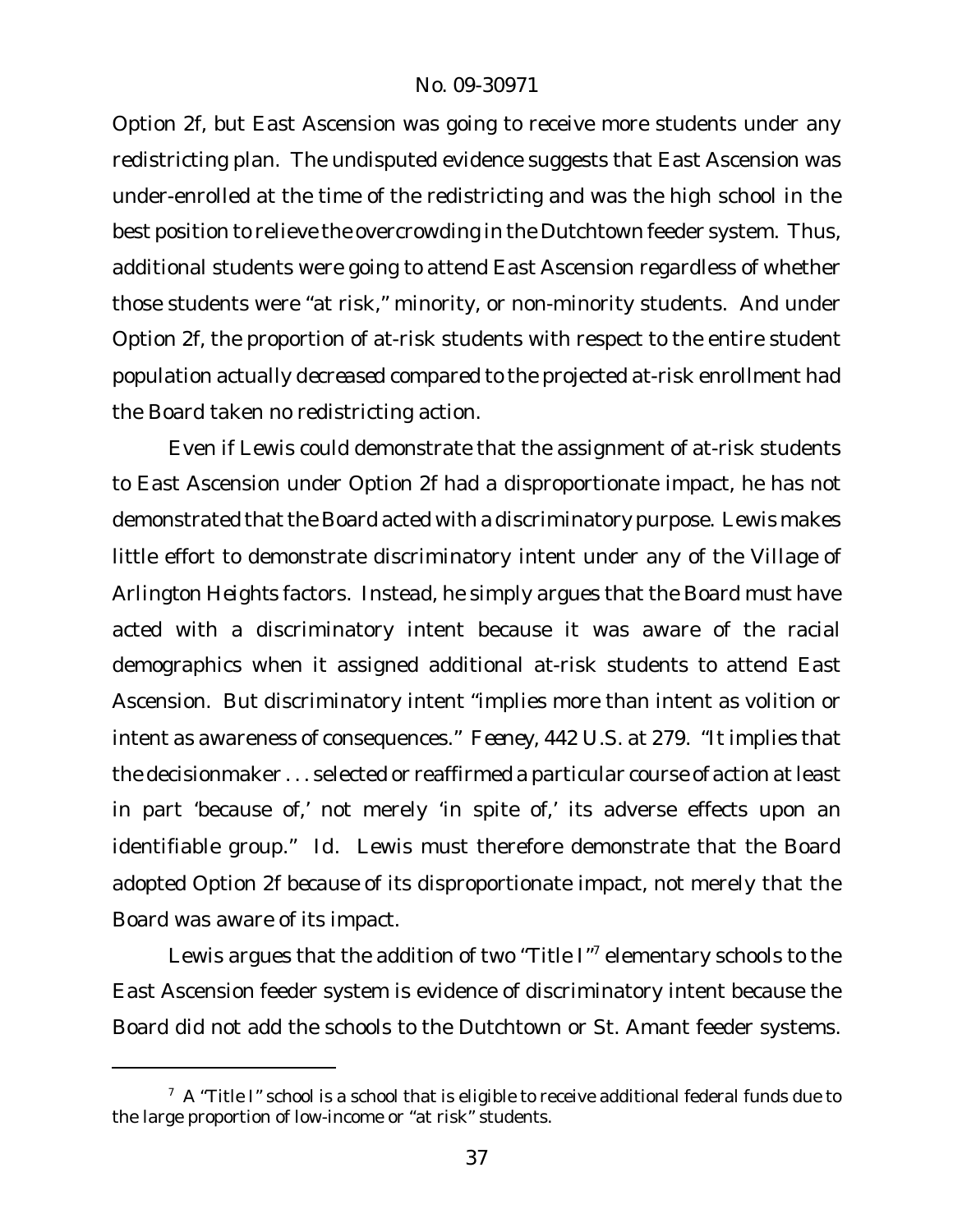Option 2f, but East Ascension was going to receive more students under any redistricting plan. The undisputed evidence suggests that East Ascension was under-enrolled at the time of the redistricting and was the high school in the best position to relieve the overcrowding in the Dutchtown feeder system. Thus, additional students were going to attend East Ascension regardless of whether those students were "at risk," minority, or non-minority students. And under Option 2f, the proportion of at-risk students with respect to the entire student population actually *decreased* compared to the projected at-risk enrollment had the Board taken no redistricting action.

Even if Lewis could demonstrate that the assignment of at-risk students to East Ascension under Option 2f had a disproportionate impact, he has not demonstrated that the Board acted with a discriminatory purpose. Lewis makes little effort to demonstrate discriminatory intent under any of the *Village of Arlington Heights* factors. Instead, he simply argues that the Board must have acted with a discriminatory intent because it was aware of the racial demographics when it assigned additional at-risk students to attend East Ascension. But discriminatory intent "implies more than intent as volition or intent as awareness of consequences." *Feeney*, 442 U.S. at 279. "It implies that the decisionmaker . . . selected or reaffirmed a particular course of action at least in part 'because of,' not merely 'in spite of,' its adverse effects upon an identifiable group." *Id.* Lewis must therefore demonstrate that the Board adopted Option 2f *because of* its disproportionate impact, not merely that the Board was aware of its impact.

Lewis argues that the addition of two "Title I"[7] elementary schools to the East Ascension feeder system is evidence of discriminatory intent because the Board did not add the schools to the Dutchtown or St. Amant feeder systems.

[7] A "Title I" school is a school that is eligible to receive additional federal funds due to the large proportion of low-income or "at risk" students.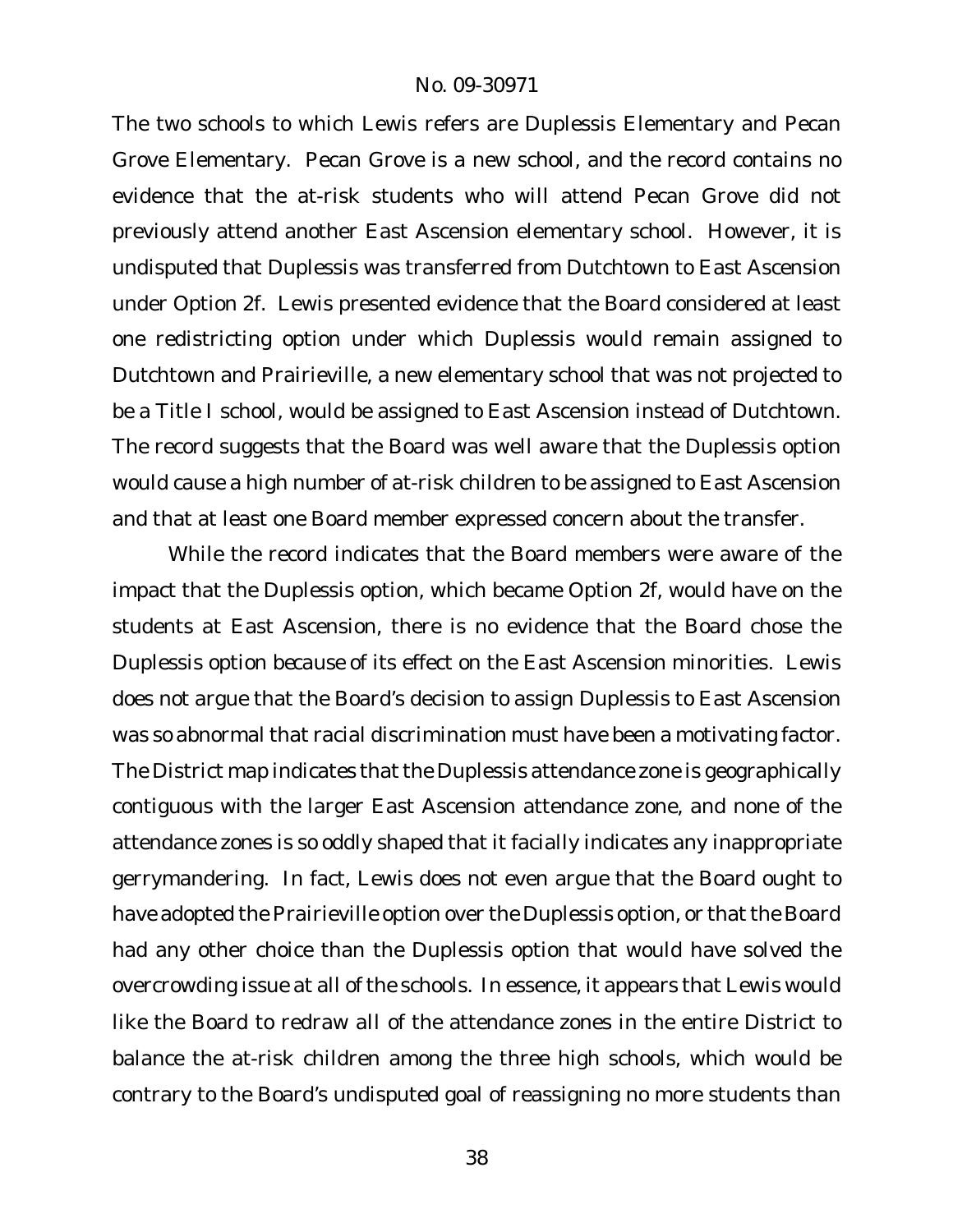The two schools to which Lewis refers are Duplessis Elementary and Pecan Grove Elementary. Pecan Grove is a new school, and the record contains no evidence that the at-risk students who will attend Pecan Grove did not previously attend another East Ascension elementary school. However, it is undisputed that Duplessis was transferred from Dutchtown to East Ascension under Option 2f. Lewis presented evidence that the Board considered at least one redistricting option under which Duplessis would remain assigned to Dutchtown and Prairieville, a new elementary school that was not projected to be a Title I school, would be assigned to East Ascension instead of Dutchtown. The record suggests that the Board was well aware that the Duplessis option would cause a high number of at-risk children to be assigned to East Ascension and that at least one Board member expressed concern about the transfer.

While the record indicates that the Board members were aware of the impact that the Duplessis option, which became Option 2f, would have on the students at East Ascension, there is no evidence that the Board chose the Duplessis option *because of* its effect on the East Ascension minorities. Lewis does not argue that the Board's decision to assign Duplessis to East Ascension was so abnormal that racial discrimination must have been a motivating factor. The District map indicates that the Duplessis attendance zone is geographically contiguous with the larger East Ascension attendance zone, and none of the attendance zones is so oddly shaped that it facially indicates any inappropriate gerrymandering. In fact, Lewis does not even argue that the Board ought to have adopted the Prairieville option over the Duplessis option, or that the Board had any other choice than the Duplessis option that would have solved the overcrowding issue at all of the schools. In essence, it appears that Lewis would like the Board to redraw all of the attendance zones in the entire District to balance the at-risk children among the three high schools, which would be contrary to the Board's undisputed goal of reassigning no more students than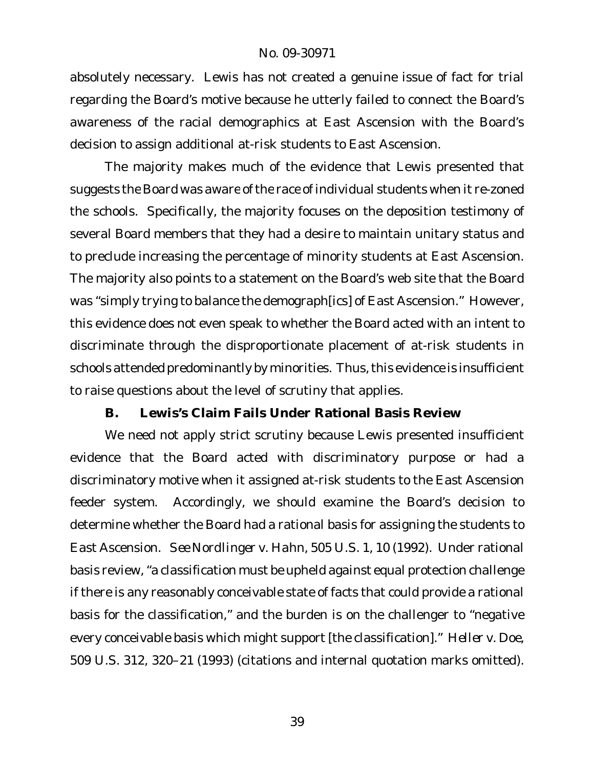absolutely necessary. Lewis has not created a genuine issue of fact for trial regarding the Board's motive because he utterly failed to connect the Board's awareness of the racial demographics at East Ascension with the Board's decision to assign additional at-risk students to East Ascension.

The majority makes much of the evidence that Lewis presented that suggests the Board was aware of the race of individual students when it re-zoned the schools. Specifically, the majority focuses on the deposition testimony of several Board members that they had a desire to maintain unitary status and to preclude increasing the percentage of minority students at East Ascension. The majority also points to a statement on the Board's web site that the Board was "simply trying to balance the demograph[ics] of East Ascension." However, this evidence does not even speak to whether the Board acted with an intent to discriminate through the disproportionate placement of at-risk students in schools attended predominantly by minorities. Thus, this evidence is insufficient to raise questions about the level of scrutiny that applies.

### B. Lewis's Claim Fails Under Rational Basis Review

We need not apply strict scrutiny because Lewis presented insufficient evidence that the Board acted with discriminatory purpose or had a discriminatory motive when it assigned at-risk students to the East Ascension feeder system. Accordingly, we should examine the Board's decision to determine whether the Board had a rational basis for assigning the students to East Ascension. *See Nordlinger v. Hahn*, 505 U.S. 1, 10 (1992). Under rational basis review, "a classification must be upheld against equal protection challenge if there is any reasonably conceivable state of facts that could provide a rational basis for the classification," and the burden is on the challenger to "negative every conceivable basis which might support [the classification]." *Heller v. Doe*, 509 U.S. 312, 320–21 (1993) (citations and internal quotation marks omitted).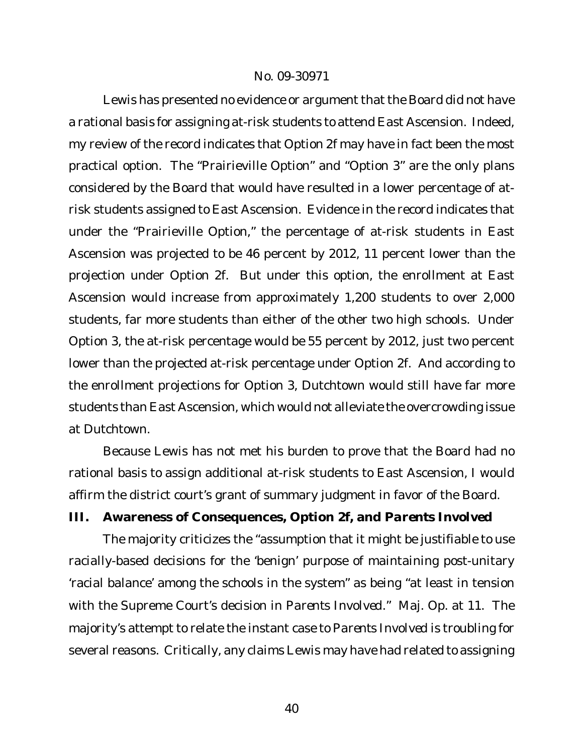Lewis has presented no evidence or argument that the Board did not have a rational basis for assigning at-risk students to attend East Ascension. Indeed, my review of the record indicates that Option 2f may have in fact been the most practical option. The "Prairieville Option" and "Option 3" are the only plans considered by the Board that would have resulted in a lower percentage of at-risk students assigned to East Ascension. Evidence in the record indicates that under the "Prairieville Option," the percentage of at-risk students in East Ascension was projected to be 46 percent by 2012, 11 percent lower than the projection under Option 2f. But under this option, the enrollment at East Ascension would increase from approximately 1,200 students to over 2,000 students, far more students than either of the other two high schools. Under Option 3, the at-risk percentage would be 55 percent by 2012, just two percent lower than the projected at-risk percentage under Option 2f. And according to the enrollment projections for Option 3, Dutchtown would still have far more students than East Ascension, which would not alleviate the overcrowding issue at Dutchtown.

Because Lewis has not met his burden to prove that the Board had no rational basis to assign additional at-risk students to East Ascension, I would affirm the district court's grant of summary judgment in favor of the Board.

## III. Awareness of Consequences, Option 2f, and *Parents Involved*

The majority criticizes the "assumption that it might be justifiable to use racially-based decisions for the 'benign' purpose of maintaining post-unitary 'racial balance' among the schools in the system" as being "at least in tension with the Supreme Court's decision in *Parents Involved*." Maj. Op. at 11. The majority's attempt to relate the instant case to *Parents Involved* is troubling for several reasons. Critically, any claims Lewis may have had related to assigning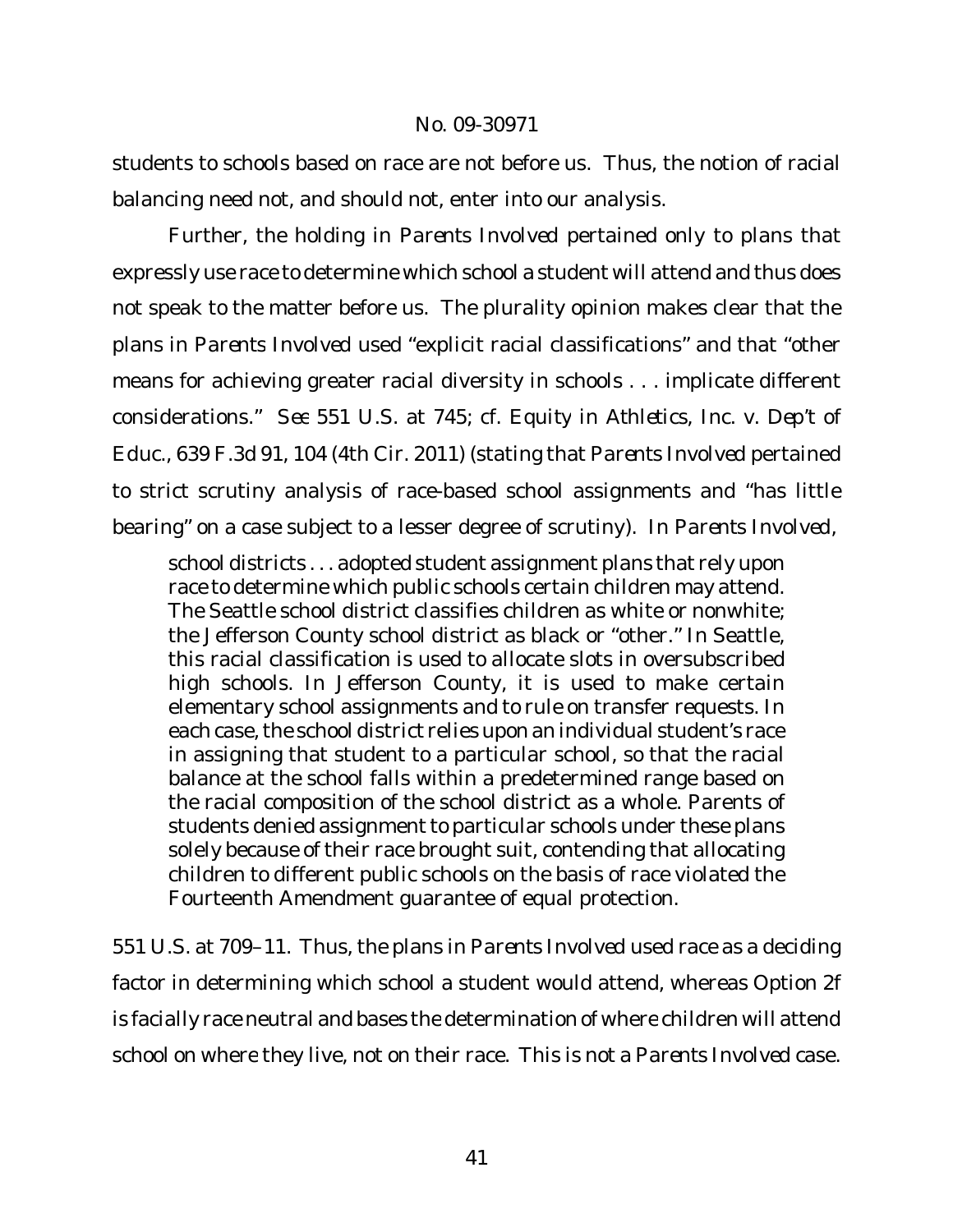students to schools based on race are not before us. Thus, the notion of racial balancing need not, and should not, enter into our analysis.

Further, the holding in *Parents Involved* pertained only to plans that expressly use race to determine which school a student will attend and thus does not speak to the matter before us. The plurality opinion makes clear that the plans in *Parents Involved* used "explicit racial classifications" and that "other means for achieving greater racial diversity in schools . . . implicate different considerations." *See* 551 U.S. at 745; *cf. Equity in Athletics, Inc. v. Dep't of Educ.*, 639 F.3d 91, 104 (4th Cir. 2011) (stating that *Parents Involved* pertained to strict scrutiny analysis of race-based school assignments and "has little bearing" on a case subject to a lesser degree of scrutiny). In *Parents Involved*,

> school districts . . . adopted student assignment plans that rely upon race to determine which public schools certain children may attend. The Seattle school district classifies children as white or nonwhite; the Jefferson County school district as black or "other." In Seattle, this racial classification is used to allocate slots in oversubscribed high schools. In Jefferson County, it is used to make certain elementary school assignments and to rule on transfer requests. In each case, the school district relies upon an individual student's race in assigning that student to a particular school, so that the racial balance at the school falls within a predetermined range based on the racial composition of the school district as a whole. Parents of students denied assignment to particular schools under these plans solely because of their race brought suit, contending that allocating children to different public schools on the basis of race violated the Fourteenth Amendment guarantee of equal protection.

551 U.S. at 709–11. Thus, the plans in *Parents Involved* used race as a deciding factor in determining which school a student would attend, whereas Option 2f is facially race neutral and bases the determination of where children will attend school on where they live, not on their race. This is not a *Parents Involved* case.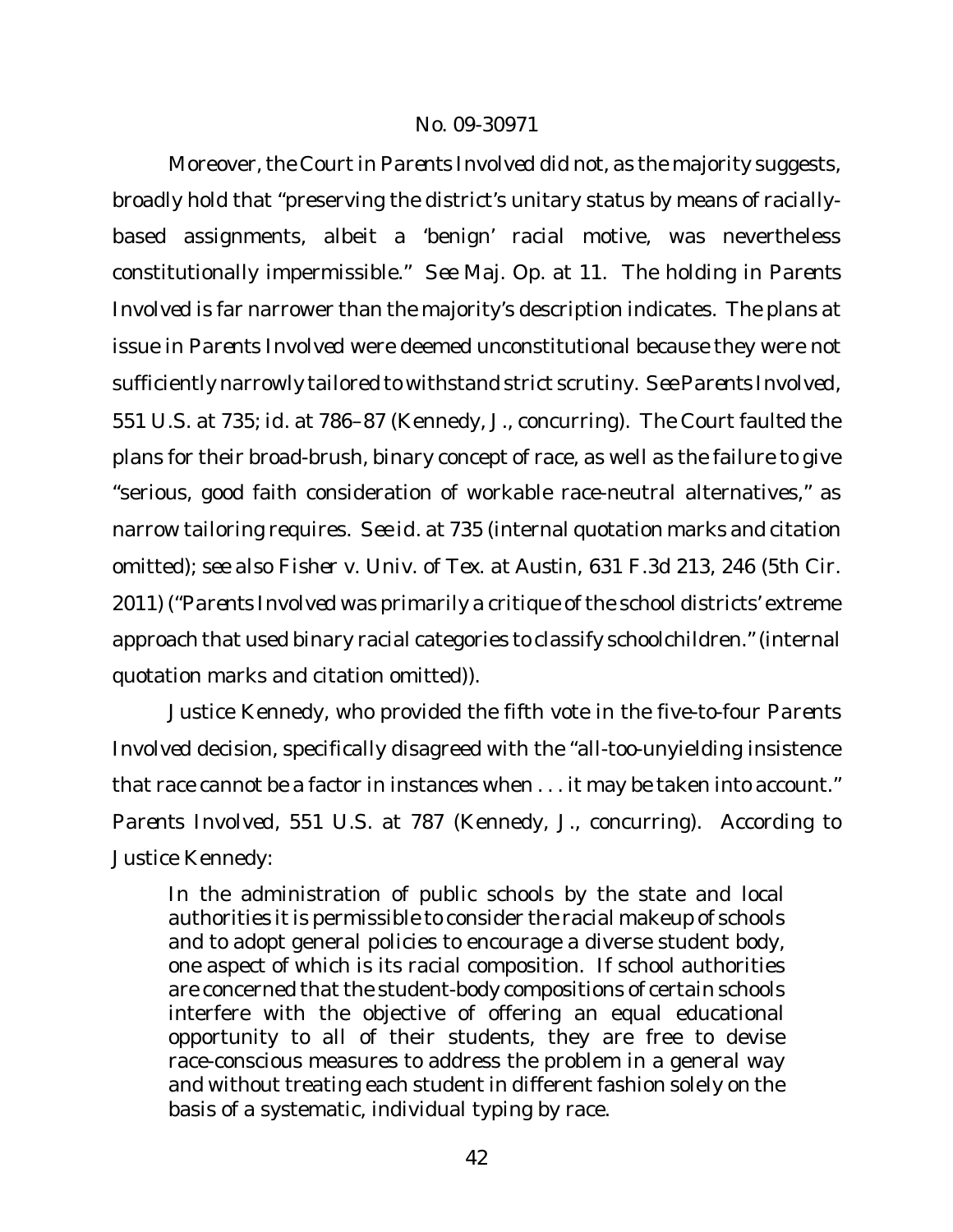Moreover, the Court in *Parents Involved* did not, as the majority suggests, broadly hold that "preserving the district's unitary status by means of racially-based assignments, albeit a 'benign' racial motive, was nevertheless constitutionally impermissible." *See* Maj. Op. at 11. The holding in *Parents Involved* is far narrower than the majority's description indicates. The plans at issue in *Parents Involved* were deemed unconstitutional because they were not sufficiently narrowly tailored to withstand strict scrutiny. *See Parents Involved*, 551 U.S. at 735; *id.* at 786–87 (Kennedy, J., concurring). The Court faulted the plans for their broad-brush, binary concept of race, as well as the failure to give "serious, good faith consideration of workable race-neutral alternatives," as narrow tailoring requires. *See id.* at 735 (internal quotation marks and citation omitted); *see also Fisher v. Univ. of Tex. at Austin*, 631 F.3d 213, 246 (5th Cir. 2011) ("*Parents Involved* was primarily a critique of the school districts' extreme approach that used binary racial categories to classify schoolchildren." (internal quotation marks and citation omitted)).

Justice Kennedy, who provided the fifth vote in the five-to-four *Parents Involved* decision, specifically disagreed with the "all-too-unyielding insistence that race cannot be a factor in instances when . . . it may be taken into account." *Parents Involved*, 551 U.S. at 787 (Kennedy, J., concurring). According to Justice Kennedy:

> In the administration of public schools by the state and local authorities it is permissible to consider the racial makeup of schools and to adopt general policies to encourage a diverse student body, one aspect of which is its racial composition. If school authorities are concerned that the student-body compositions of certain schools interfere with the objective of offering an equal educational opportunity to all of their students, they are free to devise race-conscious measures to address the problem in a general way and without treating each student in different fashion solely on the basis of a systematic, individual typing by race.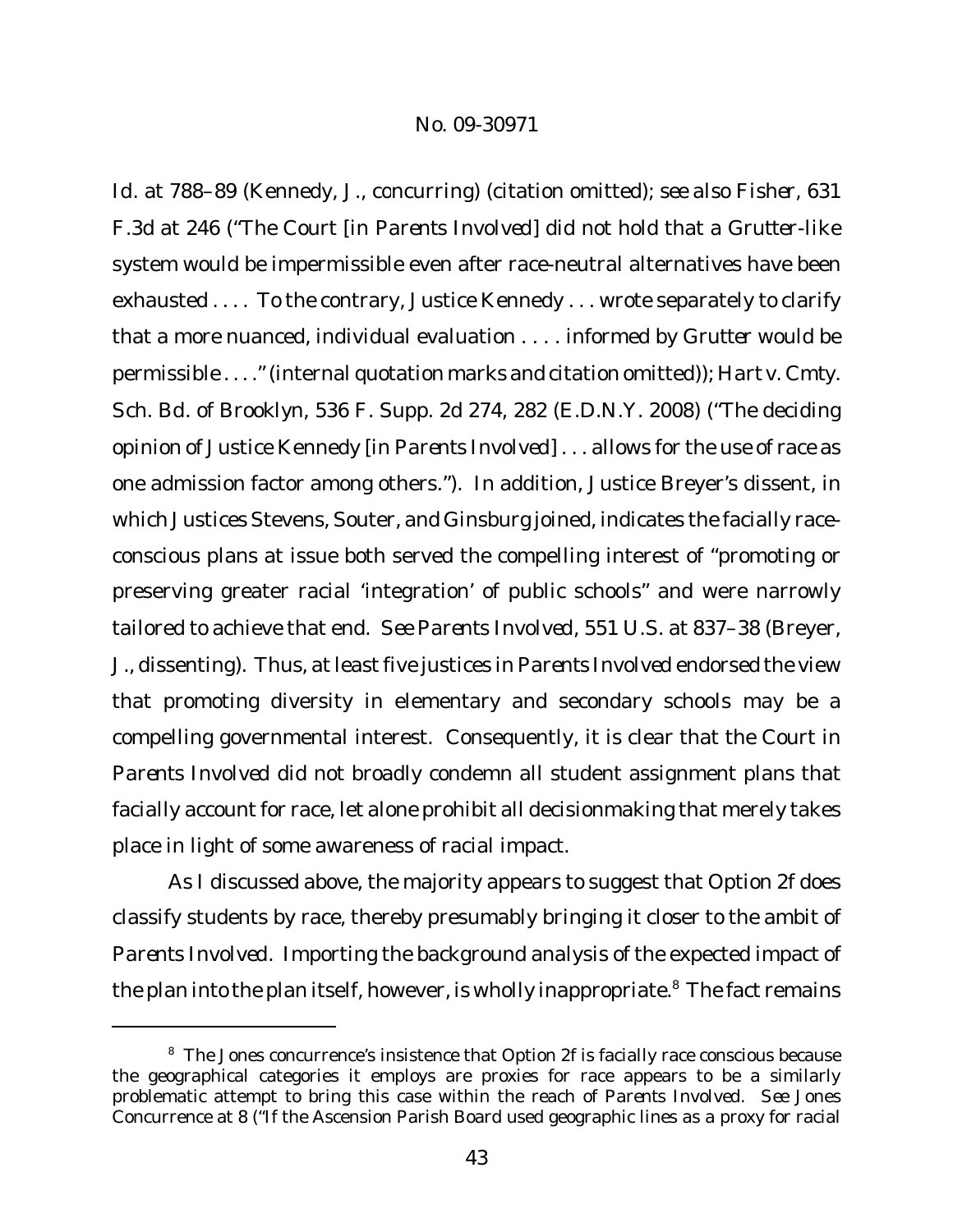*Id.* at 788–89 (Kennedy, J., concurring) (citation omitted); *see also Fisher*, 631 F.3d at 246 ("The Court [in *Parents Involved*] did not hold that a *Grutter*-like system would be impermissible even after race-neutral alternatives have been exhausted . . . . To the contrary, Justice Kennedy . . . wrote separately to clarify that a more nuanced, individual evaluation . . . . informed by *Grutter* would be permissible . . . ." (internal quotation marks and citation omitted)); *Hart v. Cmty. Sch. Bd. of Brooklyn*, 536 F. Supp. 2d 274, 282 (E.D.N.Y. 2008) ("The deciding opinion of Justice Kennedy [in *Parents Involved*] . . . allows for the use of race as one admission factor among others."). In addition, Justice Breyer's dissent, in which Justices Stevens, Souter, and Ginsburg joined, indicates the facially race-conscious plans at issue both served the compelling interest of "promoting or preserving greater racial 'integration' of public schools" and were narrowly tailored to achieve that end. *See Parents Involved*, 551 U.S. at 837–38 (Breyer, J., dissenting). Thus, at least five justices in *Parents Involved* endorsed the view that promoting diversity in elementary and secondary schools may be a compelling governmental interest. Consequently, it is clear that the Court in *Parents Involved* did not broadly condemn all student assignment plans that facially account for race, let alone prohibit all decisionmaking that merely takes place in light of some awareness of racial impact.

As I discussed above, the majority appears to suggest that Option 2f does classify students by race, thereby presumably bringing it closer to the ambit of *Parents Involved*. Importing the background analysis of the expected impact of the plan into the plan itself, however, is wholly inappropriate.[8] The fact remains

[8] The Jones concurrence's insistence that Option 2f is facially race conscious because the geographical categories it employs are proxies for race appears to be a similarly problematic attempt to bring this case within the reach of *Parents Involved*. *See* Jones Concurrence at 8 ("If the Ascension Parish Board used geographic lines as a proxy for racial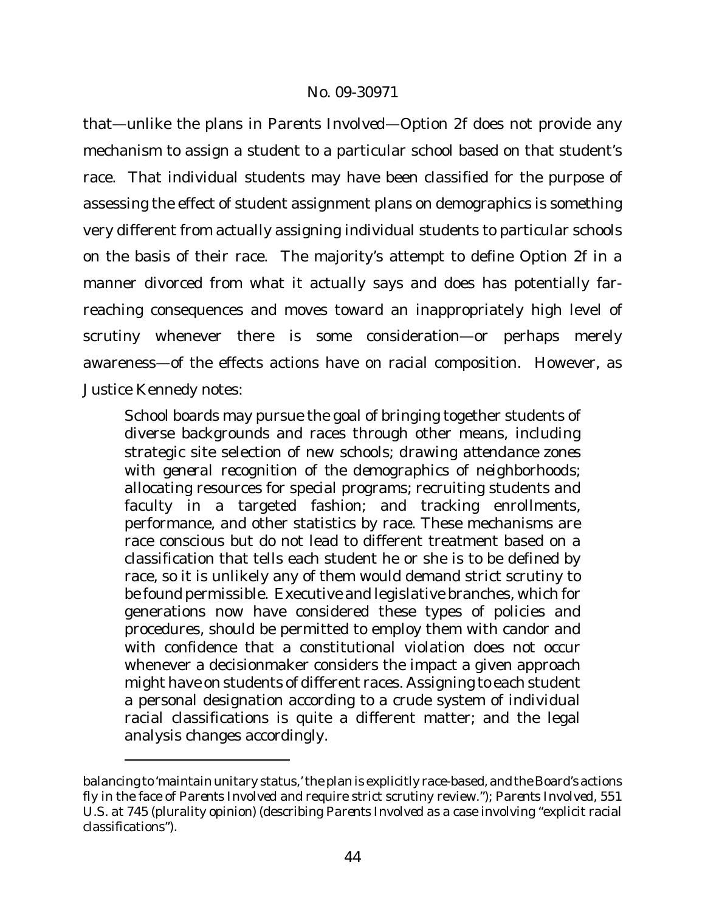that—unlike the plans in *Parents Involved*—Option 2f does not provide any mechanism to assign a student to a particular school based on that student's race. That individual students may have been classified for the purpose of assessing the effect of student assignment plans on demographics is something very different from actually assigning individual students to particular schools on the basis of their race. The majority's attempt to define Option 2f in a manner divorced from what it actually says and does has potentially far-reaching consequences and moves toward an inappropriately high level of scrutiny whenever there is some consideration—or perhaps merely awareness—of the effects actions have on racial composition. However, as Justice Kennedy notes:

> School boards may pursue the goal of bringing together students of diverse backgrounds and races through other means, including strategic site selection of new schools; *drawing attendance zones with general recognition of the demographics of neighborhoods*; allocating resources for special programs; recruiting students and faculty in a targeted fashion; and tracking enrollments, performance, and other statistics by race. These mechanisms are race conscious but do not lead to different treatment based on a classification that tells each student he or she is to be defined by race, so it is unlikely any of them would demand strict scrutiny to be found permissible. Executive and legislative branches, which for generations now have considered these types of policies and procedures, should be permitted to employ them with candor and with confidence that a constitutional violation does not occur whenever a decisionmaker considers the impact a given approach might have on students of different races. Assigning to each student a personal designation according to a crude system of individual racial classifications is quite a different matter; and the legal analysis changes accordingly.

---

balancing to 'maintain unitary status,' the plan is explicitly race-based, and the Board's actions fly in the face of *Parents Involved* and require strict scrutiny review."); *Parents Involved*, 551 U.S. at 745 (plurality opinion) (describing *Parents Involved* as a case involving "explicit racial classifications").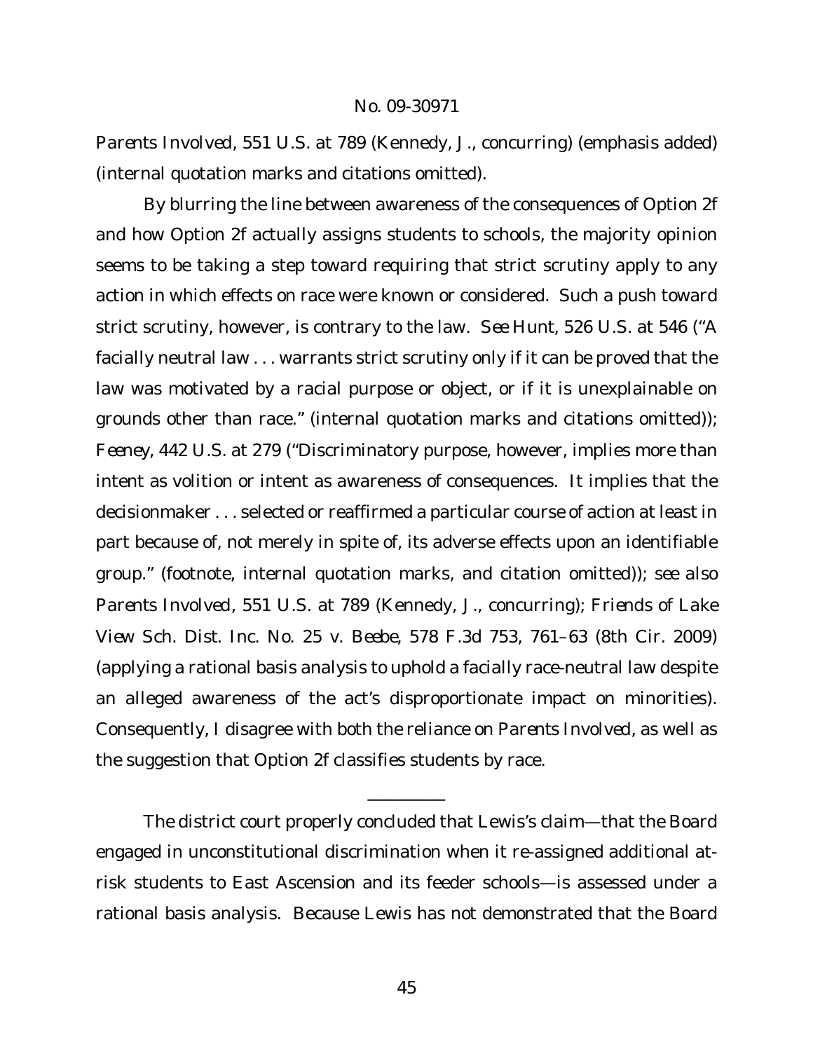*Parents Involved*, 551 U.S. at 789 (Kennedy, J., concurring) (emphasis added) (internal quotation marks and citations omitted).

By blurring the line between awareness of the consequences of Option 2f and how Option 2f actually assigns students to schools, the majority opinion seems to be taking a step toward requiring that strict scrutiny apply to any action in which effects on race were known or considered. Such a push toward strict scrutiny, however, is contrary to the law. *See Hunt*, 526 U.S. at 546 ("A facially neutral law . . . warrants strict scrutiny only if it can be proved that the law was motivated by a racial purpose or object, or if it is unexplainable on grounds other than race." (internal quotation marks and citations omitted)); *Feeney*, 442 U.S. at 279 ("Discriminatory purpose, however, implies more than intent as volition or intent as awareness of consequences. It implies that the decisionmaker . . . selected or reaffirmed a particular course of action at least in part because of, not merely in spite of, its adverse effects upon an identifiable group." (footnote, internal quotation marks, and citation omitted)); *see also Parents Involved*, 551 U.S. at 789 (Kennedy, J., concurring); *Friends of Lake View Sch. Dist. Inc. No. 25 v. Beebe*, 578 F.3d 753, 761–63 (8th Cir. 2009) (applying a rational basis analysis to uphold a facially race-neutral law despite an alleged awareness of the act's disproportionate impact on minorities). Consequently, I disagree with both the reliance on *Parents Involved*, as well as the suggestion that Option 2f classifies students by race.

---

The district court properly concluded that Lewis's claim—that the Board engaged in unconstitutional discrimination when it re-assigned additional at-risk students to East Ascension and its feeder schools—is assessed under a rational basis analysis. Because Lewis has not demonstrated that the Board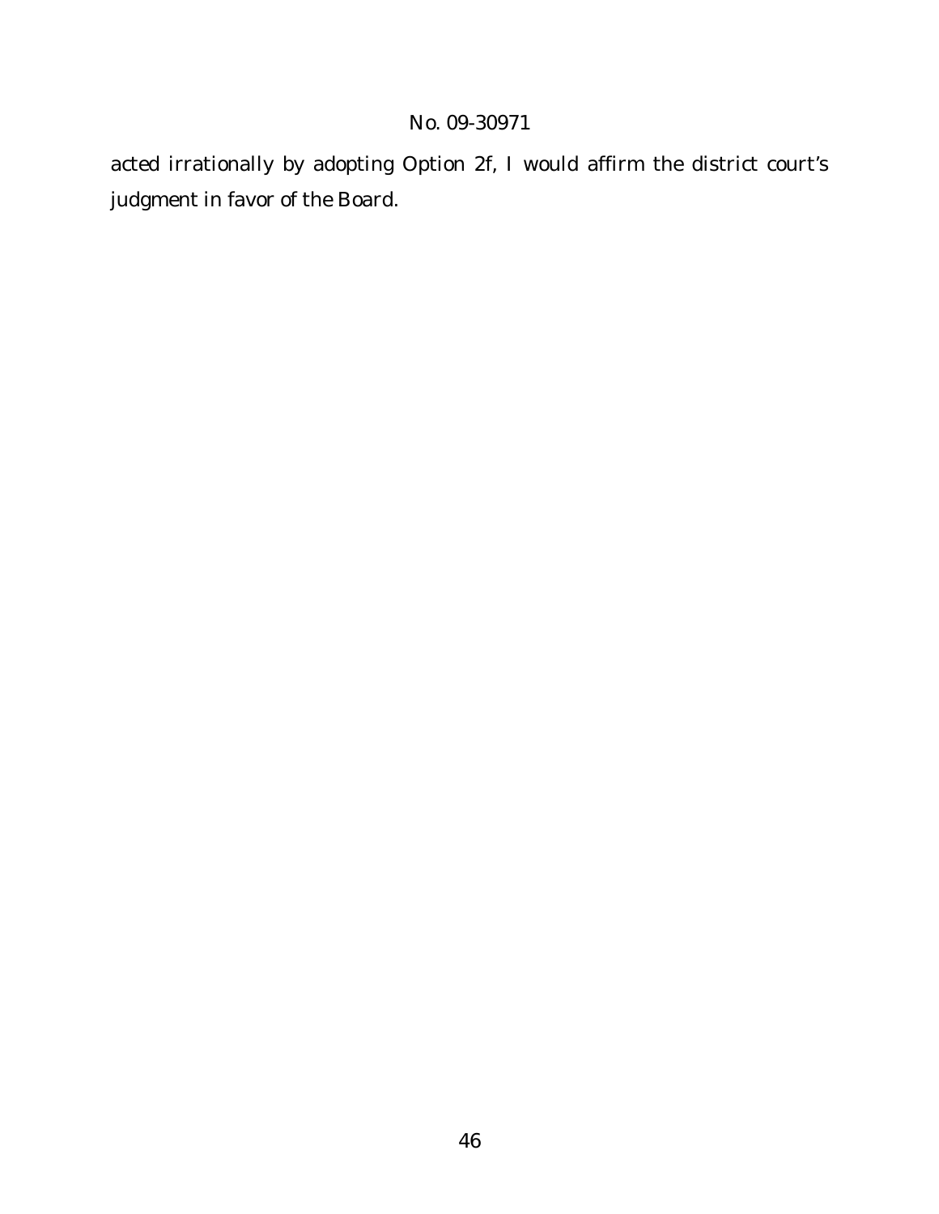acted irrationally by adopting Option 2f, I would affirm the district court's judgment in favor of the Board.